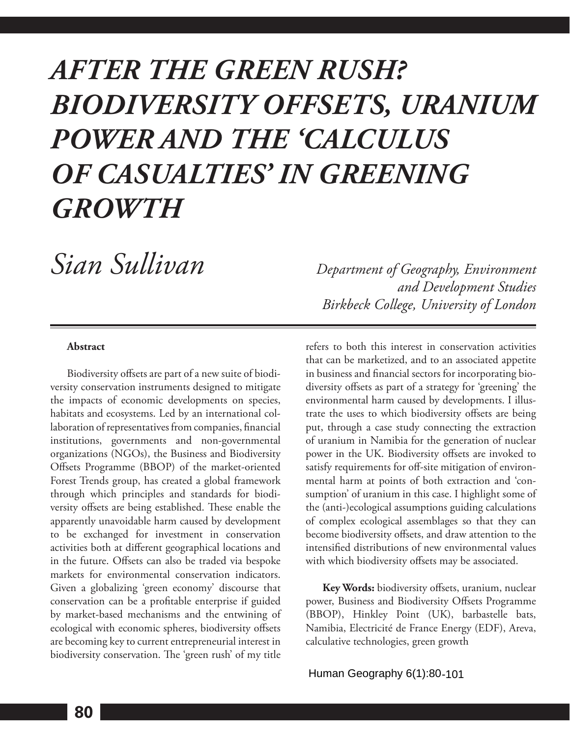# AFTER THE GREEN RUSH? BIODIVERSITY OFFSETS, URANIUM POWER AND THE 'CALCULUS OF CASUALTIES' IN GREENING GROWTH

*Sian Sullivan*

*Department of Geography, Environment and Development Studies*
*Birkbeck College, University of London*

**Abstract**

Biodiversity offsets are part of a new suite of biodiversity conservation instruments designed to mitigate the impacts of economic developments on species, habitats and ecosystems. Led by an international collaboration of representatives from companies, financial institutions, governments and non-governmental organizations (NGOs), the Business and Biodiversity Offsets Programme (BBOP) of the market-oriented Forest Trends group, has created a global framework through which principles and standards for biodiversity offsets are being established. These enable the apparently unavoidable harm caused by development to be exchanged for investment in conservation activities both at different geographical locations and in the future. Offsets can also be traded via bespoke markets for environmental conservation indicators. Given a globalizing 'green economy' discourse that conservation can be a profitable enterprise if guided by market-based mechanisms and the entwining of ecological with economic spheres, biodiversity offsets are becoming key to current entrepreneurial interest in biodiversity conservation. The 'green rush' of my title refers to both this interest in conservation activities that can be marketized, and to an associated appetite in business and financial sectors for incorporating biodiversity offsets as part of a strategy for 'greening' the environmental harm caused by developments. I illustrate the uses to which biodiversity offsets are being put, through a case study connecting the extraction of uranium in Namibia for the generation of nuclear power in the UK. Biodiversity offsets are invoked to satisfy requirements for off-site mitigation of environmental harm at points of both extraction and 'consumption' of uranium in this case. I highlight some of the (anti-)ecological assumptions guiding calculations of complex ecological assemblages so that they can become biodiversity offsets, and draw attention to the intensified distributions of new environmental values with which biodiversity offsets may be associated.

**Key Words:** biodiversity offsets, uranium, nuclear power, Business and Biodiversity Offsets Programme (BBOP), Hinkley Point (UK), barbastelle bats, Namibia, Electricité de France Energy (EDF), Areva, calculative technologies, green growth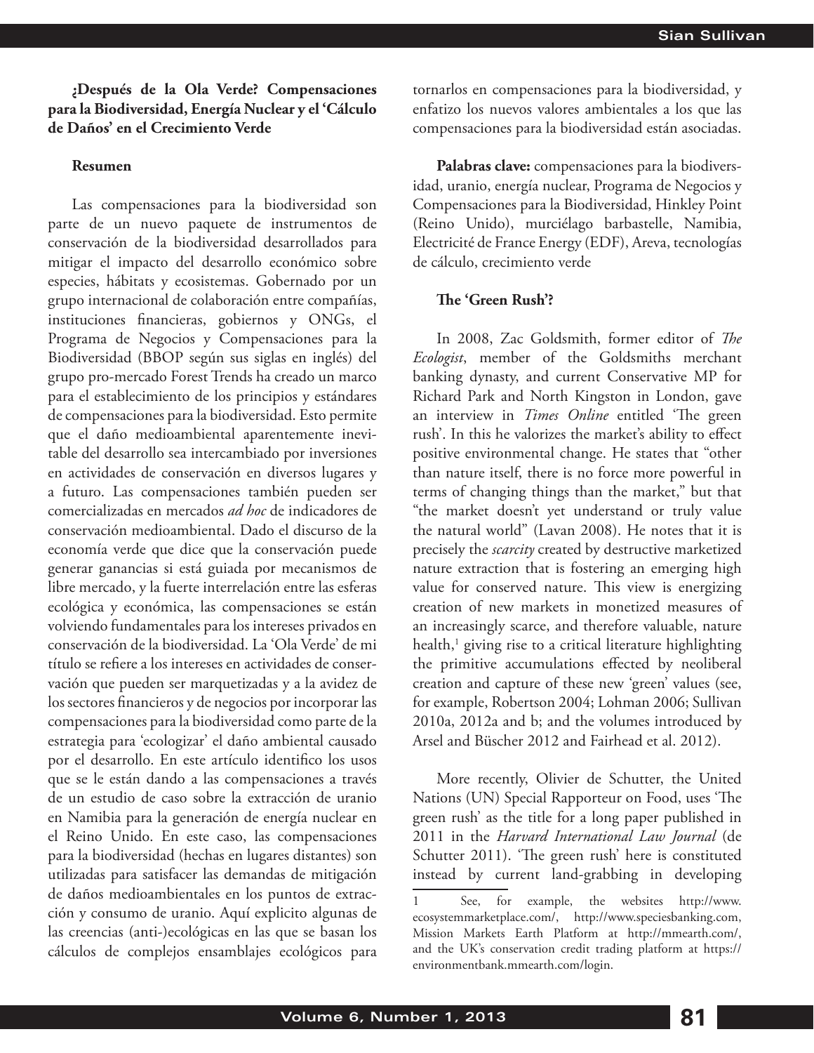**¿Después de la Ola Verde? Compensaciones para la Biodiversidad, Energía Nuclear y el 'Cálculo de Daños' en el Crecimiento Verde**

**Resumen**

Las compensaciones para la biodiversidad son parte de un nuevo paquete de instrumentos de conservación de la biodiversidad desarrollados para mitigar el impacto del desarrollo económico sobre especies, hábitats y ecosistemas. Gobernado por un grupo internacional de colaboración entre compañías, instituciones financieras, gobiernos y ONGs, el Programa de Negocios y Compensaciones para la Biodiversidad (BBOP según sus siglas en inglés) del grupo pro-mercado Forest Trends ha creado un marco para el establecimiento de los principios y estándares de compensaciones para la biodiversidad. Esto permite que el daño medioambiental aparentemente inevitable del desarrollo sea intercambiado por inversiones en actividades de conservación en diversos lugares y a futuro. Las compensaciones también pueden ser comercializadas en mercados *ad hoc* de indicadores de conservación medioambiental. Dado el discurso de la economía verde que dice que la conservación puede generar ganancias si está guiada por mecanismos de libre mercado, y la fuerte interrelación entre las esferas ecológica y económica, las compensaciones se están volviendo fundamentales para los intereses privados en conservación de la biodiversidad. La 'Ola Verde' de mi título se refiere a los intereses en actividades de conservación que pueden ser marquetizadas y a la avidez de los sectores financieros y de negocios por incorporar las compensaciones para la biodiversidad como parte de la estrategia para 'ecologizar' el daño ambiental causado por el desarrollo. En este artículo identifico los usos que se le están dando a las compensaciones a través de un estudio de caso sobre la extracción de uranio en Namibia para la generación de energía nuclear en el Reino Unido. En este caso, las compensaciones para la biodiversidad (hechas en lugares distantes) son utilizadas para satisfacer las demandas de mitigación de daños medioambientales en los puntos de extracción y consumo de uranio. Aquí explicito algunas de las creencias (anti-)ecológicas en las que se basan los cálculos de complejos ensamblajes ecológicos para tornarlos en compensaciones para la biodiversidad, y enfatizo los nuevos valores ambientales a los que las compensaciones para la biodiversidad están asociadas.

**Palabras clave:** compensaciones para la biodiversidad, uranio, energía nuclear, Programa de Negocios y Compensaciones para la Biodiversidad, Hinkley Point (Reino Unido), murciélago barbastelle, Namibia, Electricité de France Energy (EDF), Areva, tecnologías de cálculo, crecimiento verde

**The 'Green Rush'?**

In 2008, Zac Goldsmith, former editor of *The Ecologist*, member of the Goldsmiths merchant banking dynasty, and current Conservative MP for Richard Park and North Kingston in London, gave an interview in *Times Online* entitled 'The green rush'. In this he valorizes the market's ability to effect positive environmental change. He states that "other than nature itself, there is no force more powerful in terms of changing things than the market," but that "the market doesn't yet understand or truly value the natural world" (Lavan 2008). He notes that it is precisely the *scarcity* created by destructive marketized nature extraction that is fostering an emerging high value for conserved nature. This view is energizing creation of new markets in monetized measures of an increasingly scarce, and therefore valuable, nature health,[1] giving rise to a critical literature highlighting the primitive accumulations effected by neoliberal creation and capture of these new 'green' values (see, for example, Robertson 2004; Lohman 2006; Sullivan 2010a, 2012a and b; and the volumes introduced by Arsel and Büscher 2012 and Fairhead et al. 2012).

More recently, Olivier de Schutter, the United Nations (UN) Special Rapporteur on Food, uses 'The green rush' as the title for a long paper published in 2011 in the *Harvard International Law Journal* (de Schutter 2011). 'The green rush' here is constituted instead by current land-grabbing in developing

1 See, for example, the websites http://www.ecosystemmarketplace.com/, http://www.speciesbanking.com, Mission Markets Earth Platform at http://mmearth.com/, and the UK's conservation credit trading platform at https://environmentbank.mmearth.com/login.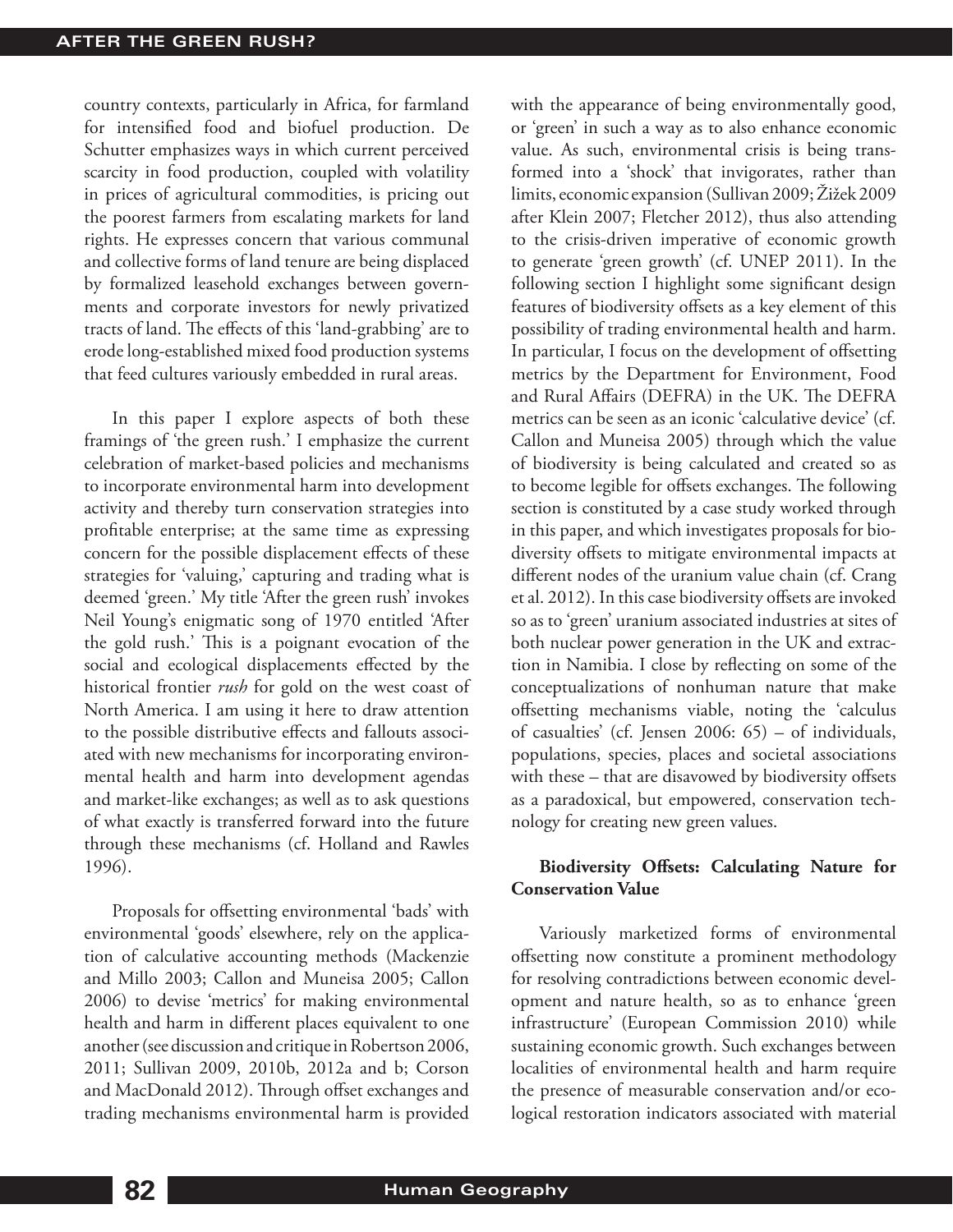country contexts, particularly in Africa, for farmland for intensified food and biofuel production. De Schutter emphasizes ways in which current perceived scarcity in food production, coupled with volatility in prices of agricultural commodities, is pricing out the poorest farmers from escalating markets for land rights. He expresses concern that various communal and collective forms of land tenure are being displaced by formalized leasehold exchanges between governments and corporate investors for newly privatized tracts of land. The effects of this 'land-grabbing' are to erode long-established mixed food production systems that feed cultures variously embedded in rural areas.

In this paper I explore aspects of both these framings of 'the green rush.' I emphasize the current celebration of market-based policies and mechanisms to incorporate environmental harm into development activity and thereby turn conservation strategies into profitable enterprise; at the same time as expressing concern for the possible displacement effects of these strategies for 'valuing,' capturing and trading what is deemed 'green.' My title 'After the green rush' invokes Neil Young's enigmatic song of 1970 entitled 'After the gold rush.' This is a poignant evocation of the social and ecological displacements effected by the historical frontier *rush* for gold on the west coast of North America. I am using it here to draw attention to the possible distributive effects and fallouts associated with new mechanisms for incorporating environmental health and harm into development agendas and market-like exchanges; as well as to ask questions of what exactly is transferred forward into the future through these mechanisms (cf. Holland and Rawles 1996).

Proposals for offsetting environmental 'bads' with environmental 'goods' elsewhere, rely on the application of calculative accounting methods (Mackenzie and Millo 2003; Callon and Muneisa 2005; Callon 2006) to devise 'metrics' for making environmental health and harm in different places equivalent to one another (see discussion and critique in Robertson 2006, 2011; Sullivan 2009, 2010b, 2012a and b; Corson and MacDonald 2012). Through offset exchanges and trading mechanisms environmental harm is provided with the appearance of being environmentally good, or 'green' in such a way as to also enhance economic value. As such, environmental crisis is being transformed into a 'shock' that invigorates, rather than limits, economic expansion (Sullivan 2009; Žižek 2009 after Klein 2007; Fletcher 2012), thus also attending to the crisis-driven imperative of economic growth to generate 'green growth' (cf. UNEP 2011). In the following section I highlight some significant design features of biodiversity offsets as a key element of this possibility of trading environmental health and harm. In particular, I focus on the development of offsetting metrics by the Department for Environment, Food and Rural Affairs (DEFRA) in the UK. The DEFRA metrics can be seen as an iconic 'calculative device' (cf. Callon and Muneisa 2005) through which the value of biodiversity is being calculated and created so as to become legible for offsets exchanges. The following section is constituted by a case study worked through in this paper, and which investigates proposals for biodiversity offsets to mitigate environmental impacts at different nodes of the uranium value chain (cf. Crang et al. 2012). In this case biodiversity offsets are invoked so as to 'green' uranium associated industries at sites of both nuclear power generation in the UK and extraction in Namibia. I close by reflecting on some of the conceptualizations of nonhuman nature that make offsetting mechanisms viable, noting the 'calculus of casualties' (cf. Jensen 2006: 65) – of individuals, populations, species, places and societal associations with these – that are disavowed by biodiversity offsets as a paradoxical, but empowered, conservation technology for creating new green values.

## Biodiversity Offsets: Calculating Nature for Conservation Value

Variously marketized forms of environmental offsetting now constitute a prominent methodology for resolving contradictions between economic development and nature health, so as to enhance 'green infrastructure' (European Commission 2010) while sustaining economic growth. Such exchanges between localities of environmental health and harm require the presence of measurable conservation and/or ecological restoration indicators associated with material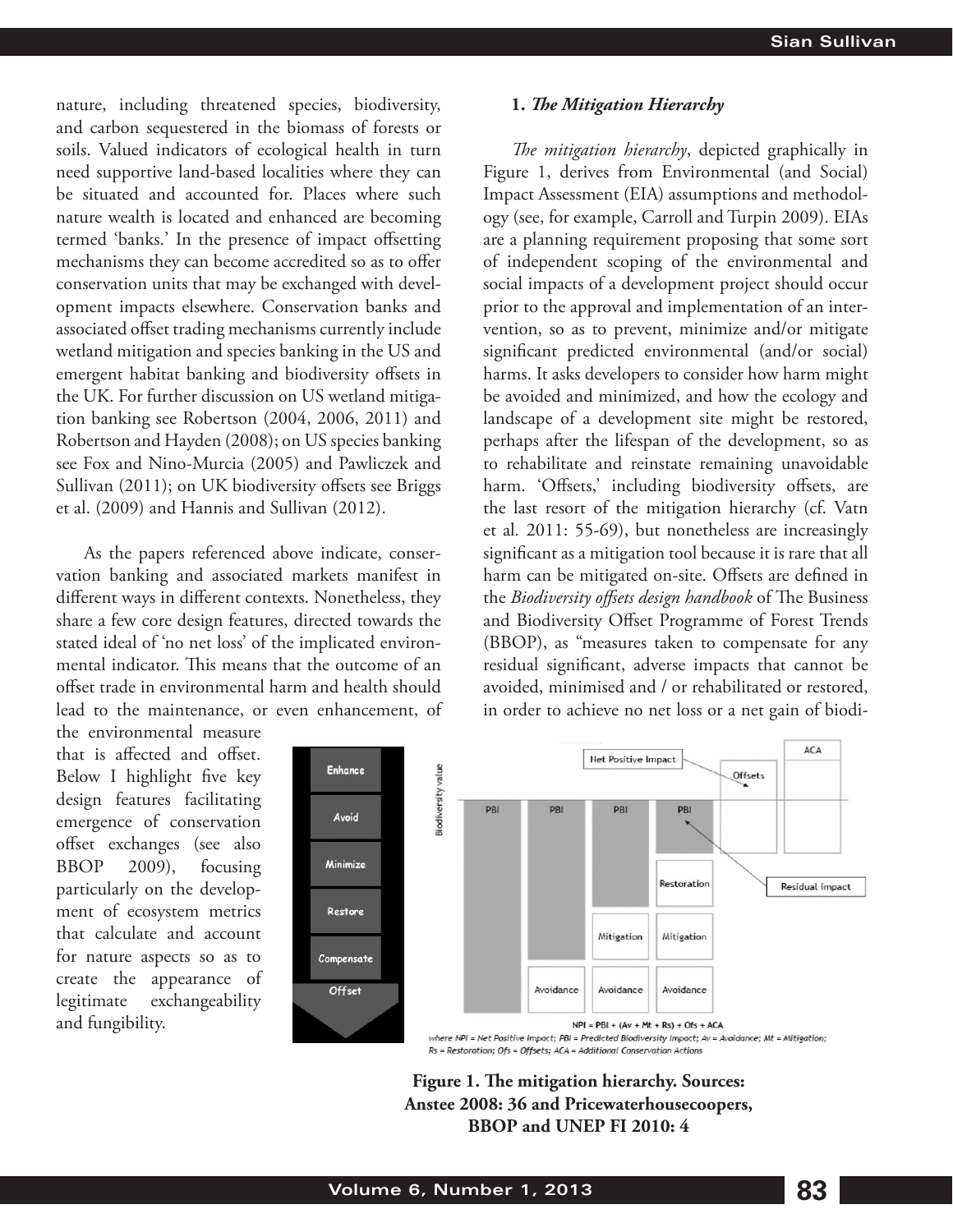nature, including threatened species, biodiversity, and carbon sequestered in the biomass of forests or soils. Valued indicators of ecological health in turn need supportive land-based localities where they can be situated and accounted for. Places where such nature wealth is located and enhanced are becoming termed 'banks.' In the presence of impact offsetting mechanisms they can become accredited so as to offer conservation units that may be exchanged with development impacts elsewhere. Conservation banks and associated offset trading mechanisms currently include wetland mitigation and species banking in the US and emergent habitat banking and biodiversity offsets in the UK. For further discussion on US wetland mitigation banking see Robertson (2004, 2006, 2011) and Robertson and Hayden (2008); on US species banking see Fox and Nino-Murcia (2005) and Pawliczek and Sullivan (2011); on UK biodiversity offsets see Briggs et al. (2009) and Hannis and Sullivan (2012).

As the papers referenced above indicate, conservation banking and associated markets manifest in different ways in different contexts. Nonetheless, they share a few core design features, directed towards the stated ideal of 'no net loss' of the implicated environmental indicator. This means that the outcome of an offset trade in environmental harm and health should lead to the maintenance, or even enhancement, of the environmental measure that is affected and offset. Below I highlight five key design features facilitating emergence of conservation offset exchanges (see also BBOP 2009), focusing particularly on the development of ecosystem metrics that calculate and account for nature aspects so as to create the appearance of legitimate exchangeability and fungibility.

### 1. *The Mitigation Hierarchy*

*The mitigation hierarchy*, depicted graphically in Figure 1, derives from Environmental (and Social) Impact Assessment (EIA) assumptions and methodology (see, for example, Carroll and Turpin 2009). EIAs are a planning requirement proposing that some sort of independent scoping of the environmental and social impacts of a development project should occur prior to the approval and implementation of an intervention, so as to prevent, minimize and/or mitigate significant predicted environmental (and/or social) harms. It asks developers to consider how harm might be avoided and minimized, and how the ecology and landscape of a development site might be restored, perhaps after the lifespan of the development, so as to rehabilitate and reinstate remaining unavoidable harm. 'Offsets,' including biodiversity offsets, are the last resort of the mitigation hierarchy (cf. Vatn et al*.* 2011: 55-69), but nonetheless are increasingly significant as a mitigation tool because it is rare that all harm can be mitigated on-site. Offsets are defined in the *Biodiversity offsets design handbook* of The Business and Biodiversity Offset Programme of Forest Trends (BBOP), as "measures taken to compensate for any residual significant, adverse impacts that cannot be avoided, minimised and / or rehabilitated or restored, in order to achieve no net loss or a net gain of biodi-

**Figure 1. The mitigation hierarchy. Sources: Anstee 2008: 36 and Pricewaterhousecoopers, BBOP and UNEP FI 2010: 4**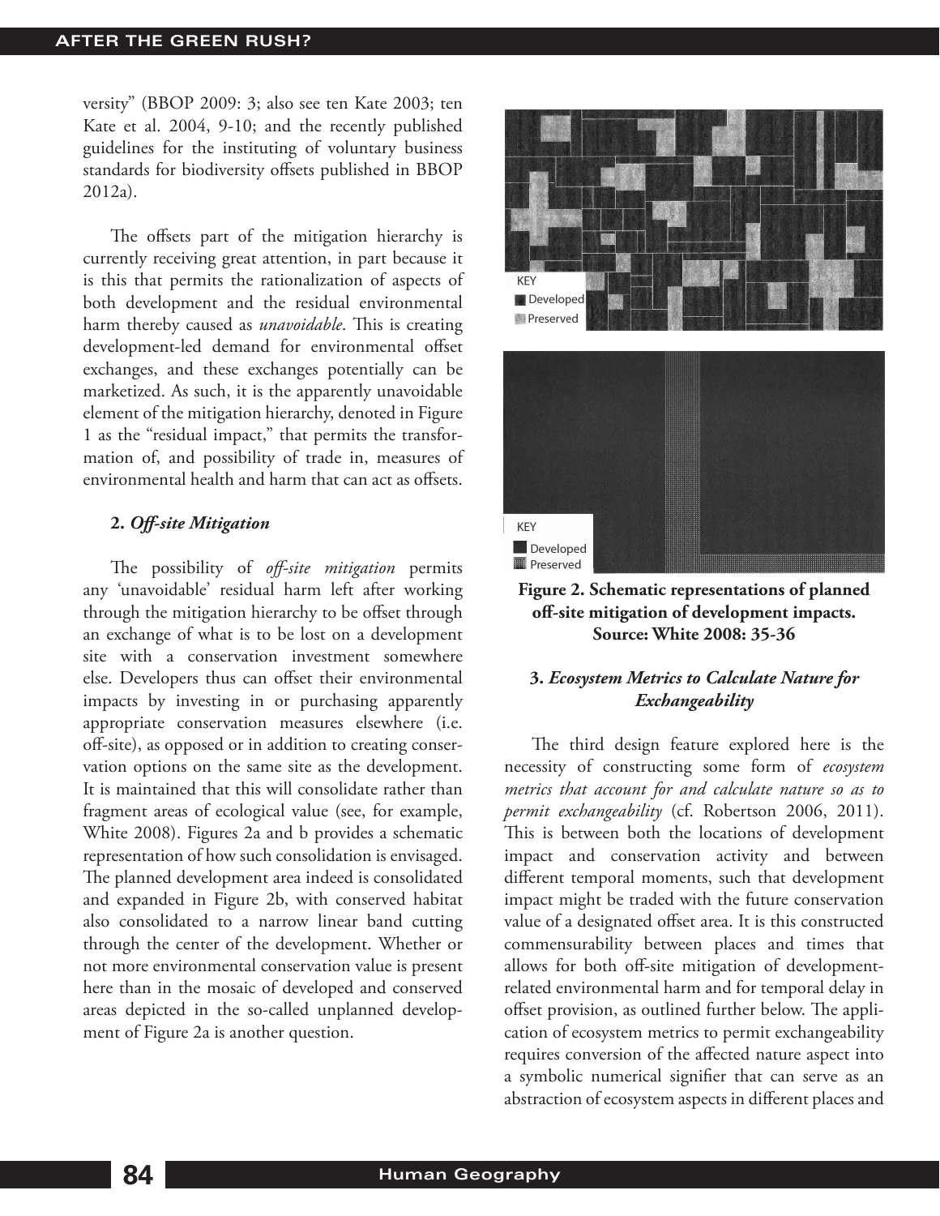versity" (BBOP 2009: 3; also see ten Kate 2003; ten Kate et al. 2004, 9-10; and the recently published guidelines for the instituting of voluntary business standards for biodiversity offsets published in BBOP 2012a).

The offsets part of the mitigation hierarchy is currently receiving great attention, in part because it is this that permits the rationalization of aspects of both development and the residual environmental harm thereby caused as *unavoidable*. This is creating development-led demand for environmental offset exchanges, and these exchanges potentially can be marketized. As such, it is the apparently unavoidable element of the mitigation hierarchy, denoted in Figure 1 as the "residual impact," that permits the transformation of, and possibility of trade in, measures of environmental health and harm that can act as offsets.

**2. *Off-site Mitigation***

The possibility of *off-site mitigation* permits any 'unavoidable' residual harm left after working through the mitigation hierarchy to be offset through an exchange of what is to be lost on a development site with a conservation investment somewhere else. Developers thus can offset their environmental impacts by investing in or purchasing apparently appropriate conservation measures elsewhere (i.e. off-site), as opposed or in addition to creating conservation options on the same site as the development. It is maintained that this will consolidate rather than fragment areas of ecological value (see, for example, White 2008). Figures 2a and b provides a schematic representation of how such consolidation is envisaged. The planned development area indeed is consolidated and expanded in Figure 2b, with conserved habitat also consolidated to a narrow linear band cutting through the center of the development. Whether or not more environmental conservation value is present here than in the mosaic of developed and conserved areas depicted in the so-called unplanned development of Figure 2a is another question.

KEY
Developed
Preserved

KEY
Developed
Preserved

**Figure 2. Schematic representations of planned off-site mitigation of development impacts. Source: White 2008: 35-36**

**3. *Ecosystem Metrics to Calculate Nature for Exchangeability***

The third design feature explored here is the necessity of constructing some form of *ecosystem metrics that account for and calculate nature so as to permit exchangeability* (cf. Robertson 2006, 2011). This is between both the locations of development impact and conservation activity and between different temporal moments, such that development impact might be traded with the future conservation value of a designated offset area. It is this constructed commensurability between places and times that allows for both off-site mitigation of development-related environmental harm and for temporal delay in offset provision, as outlined further below. The application of ecosystem metrics to permit exchangeability requires conversion of the affected nature aspect into a symbolic numerical signifier that can serve as an abstraction of ecosystem aspects in different places and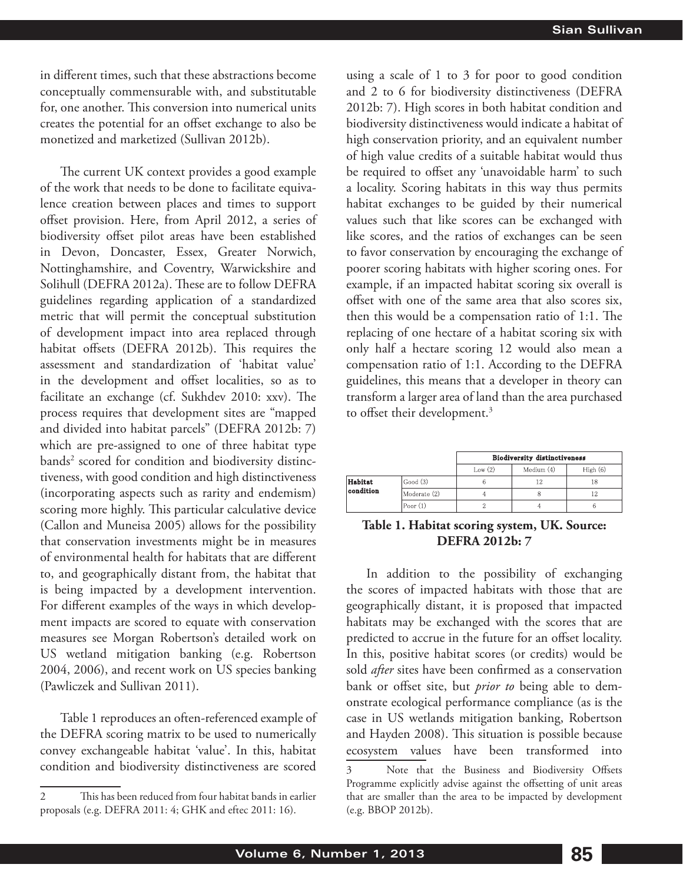in different times, such that these abstractions become conceptually commensurable with, and substitutable for, one another. This conversion into numerical units creates the potential for an offset exchange to also be monetized and marketized (Sullivan 2012b).

The current UK context provides a good example of the work that needs to be done to facilitate equivalence creation between places and times to support offset provision. Here, from April 2012, a series of biodiversity offset pilot areas have been established in Devon, Doncaster, Essex, Greater Norwich, Nottinghamshire, and Coventry, Warwickshire and Solihull (DEFRA 2012a). These are to follow DEFRA guidelines regarding application of a standardized metric that will permit the conceptual substitution of development impact into area replaced through habitat offsets (DEFRA 2012b). This requires the assessment and standardization of 'habitat value' in the development and offset localities, so as to facilitate an exchange (cf. Sukhdev 2010: xxv). The process requires that development sites are "mapped and divided into habitat parcels" (DEFRA 2012b: 7) which are pre-assigned to one of three habitat type bands[2] scored for condition and biodiversity distinctiveness, with good condition and high distinctiveness (incorporating aspects such as rarity and endemism) scoring more highly. This particular calculative device (Callon and Muneisa 2005) allows for the possibility that conservation investments might be in measures of environmental health for habitats that are different to, and geographically distant from, the habitat that is being impacted by a development intervention. For different examples of the ways in which development impacts are scored to equate with conservation measures see Morgan Robertson's detailed work on US wetland mitigation banking (e.g. Robertson 2004, 2006), and recent work on US species banking (Pawliczek and Sullivan 2011).

Table 1 reproduces an often-referenced example of the DEFRA scoring matrix to be used to numerically convey exchangeable habitat 'value'. In this, habitat condition and biodiversity distinctiveness are scored using a scale of 1 to 3 for poor to good condition and 2 to 6 for biodiversity distinctiveness (DEFRA 2012b: 7). High scores in both habitat condition and biodiversity distinctiveness would indicate a habitat of high conservation priority, and an equivalent number of high value credits of a suitable habitat would thus be required to offset any 'unavoidable harm' to such a locality. Scoring habitats in this way thus permits habitat exchanges to be guided by their numerical values such that like scores can be exchanged with like scores, and the ratios of exchanges can be seen to favor conservation by encouraging the exchange of poorer scoring habitats with higher scoring ones. For example, if an impacted habitat scoring six overall is offset with one of the same area that also scores six, then this would be a compensation ratio of 1:1. The replacing of one hectare of a habitat scoring six with only half a hectare scoring 12 would also mean a compensation ratio of 1:1. According to the DEFRA guidelines, this means that a developer in theory can transform a larger area of land than the area purchased to offset their development.[3]

| | | Biodiversity distinctiveness | | |
|---|---|---|---|---|
| | | Low (2) | Medium (4) | High (6) |
| **Habitat condition** | Good (3) | 6 | 12 | 18 |
| | Moderate (2) | 4 | 8 | 12 |
| | Poor (1) | 2 | 4 | 6 |

**Table 1. Habitat scoring system, UK. Source: DEFRA 2012b: 7**

In addition to the possibility of exchanging the scores of impacted habitats with those that are geographically distant, it is proposed that impacted habitats may be exchanged with the scores that are predicted to accrue in the future for an offset locality. In this, positive habitat scores (or credits) would be sold *after* sites have been confirmed as a conservation bank or offset site, but *prior to* being able to demonstrate ecological performance compliance (as is the case in US wetlands mitigation banking, Robertson and Hayden 2008). This situation is possible because ecosystem values have been transformed into

2 This has been reduced from four habitat bands in earlier proposals (e.g. DEFRA 2011: 4; GHK and eftec 2011: 16).

3 Note that the Business and Biodiversity Offsets Programme explicitly advise against the offsetting of unit areas that are smaller than the area to be impacted by development (e.g. BBOP 2012b).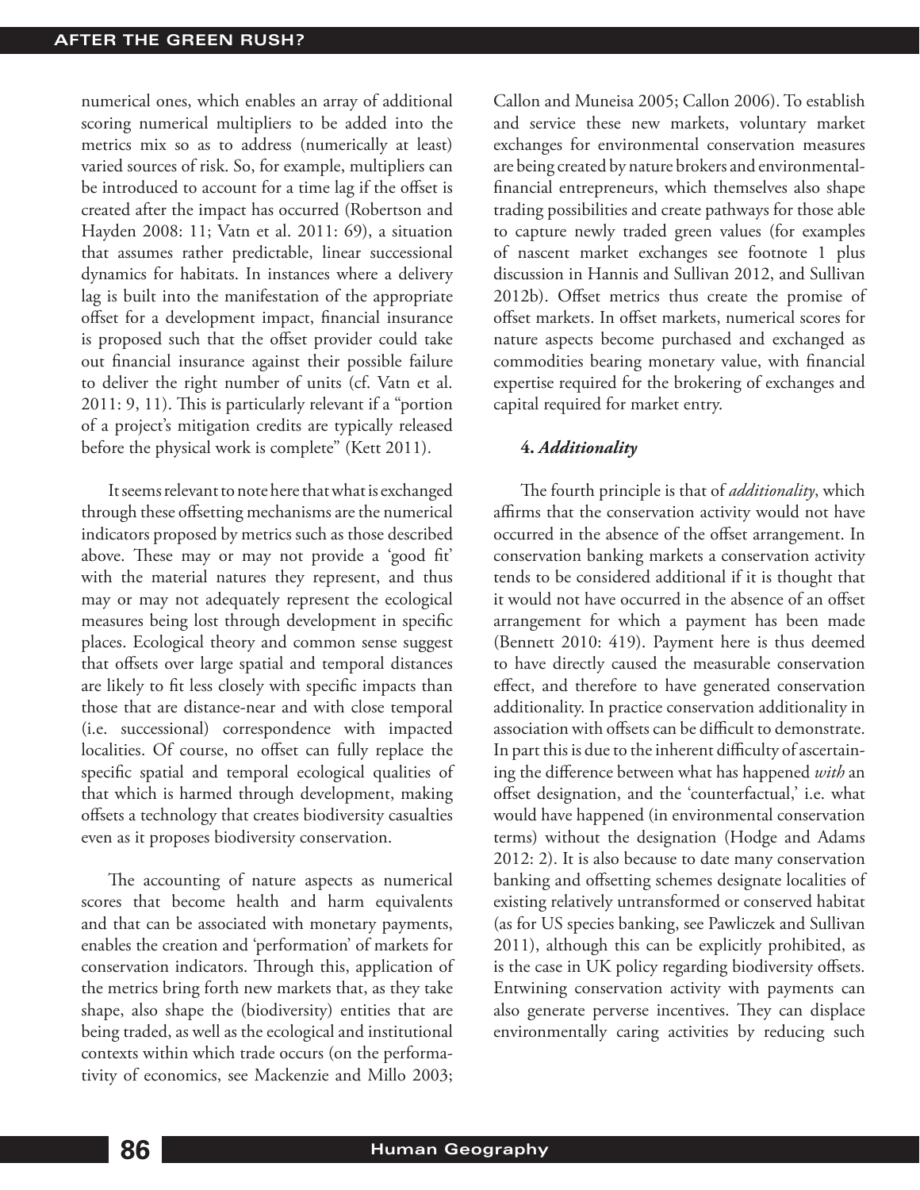numerical ones, which enables an array of additional scoring numerical multipliers to be added into the metrics mix so as to address (numerically at least) varied sources of risk. So, for example, multipliers can be introduced to account for a time lag if the offset is created after the impact has occurred (Robertson and Hayden 2008: 11; Vatn et al. 2011: 69), a situation that assumes rather predictable, linear successional dynamics for habitats. In instances where a delivery lag is built into the manifestation of the appropriate offset for a development impact, financial insurance is proposed such that the offset provider could take out financial insurance against their possible failure to deliver the right number of units (cf. Vatn et al. 2011: 9, 11). This is particularly relevant if a "portion of a project's mitigation credits are typically released before the physical work is complete" (Kett 2011).

It seems relevant to note here that what is exchanged through these offsetting mechanisms are the numerical indicators proposed by metrics such as those described above. These may or may not provide a 'good fit' with the material natures they represent, and thus may or may not adequately represent the ecological measures being lost through development in specific places. Ecological theory and common sense suggest that offsets over large spatial and temporal distances are likely to fit less closely with specific impacts than those that are distance-near and with close temporal (i.e. successional) correspondence with impacted localities. Of course, no offset can fully replace the specific spatial and temporal ecological qualities of that which is harmed through development, making offsets a technology that creates biodiversity casualties even as it proposes biodiversity conservation.

The accounting of nature aspects as numerical scores that become health and harm equivalents and that can be associated with monetary payments, enables the creation and 'performation' of markets for conservation indicators. Through this, application of the metrics bring forth new markets that, as they take shape, also shape the (biodiversity) entities that are being traded, as well as the ecological and institutional contexts within which trade occurs (on the performativity of economics, see Mackenzie and Millo 2003; Callon and Muneisa 2005; Callon 2006). To establish and service these new markets, voluntary market exchanges for environmental conservation measures are being created by nature brokers and environmental-financial entrepreneurs, which themselves also shape trading possibilities and create pathways for those able to capture newly traded green values (for examples of nascent market exchanges see footnote 1 plus discussion in Hannis and Sullivan 2012, and Sullivan 2012b). Offset metrics thus create the promise of offset markets. In offset markets, numerical scores for nature aspects become purchased and exchanged as commodities bearing monetary value, with financial expertise required for the brokering of exchanges and capital required for market entry.

#### 4. *Additionality*

The fourth principle is that of *additionality*, which affirms that the conservation activity would not have occurred in the absence of the offset arrangement. In conservation banking markets a conservation activity tends to be considered additional if it is thought that it would not have occurred in the absence of an offset arrangement for which a payment has been made (Bennett 2010: 419). Payment here is thus deemed to have directly caused the measurable conservation effect, and therefore to have generated conservation additionality. In practice conservation additionality in association with offsets can be difficult to demonstrate. In part this is due to the inherent difficulty of ascertaining the difference between what has happened *with* an offset designation, and the 'counterfactual,' i.e. what would have happened (in environmental conservation terms) without the designation (Hodge and Adams 2012: 2). It is also because to date many conservation banking and offsetting schemes designate localities of existing relatively untransformed or conserved habitat (as for US species banking, see Pawliczek and Sullivan 2011), although this can be explicitly prohibited, as is the case in UK policy regarding biodiversity offsets. Entwining conservation activity with payments can also generate perverse incentives. They can displace environmentally caring activities by reducing such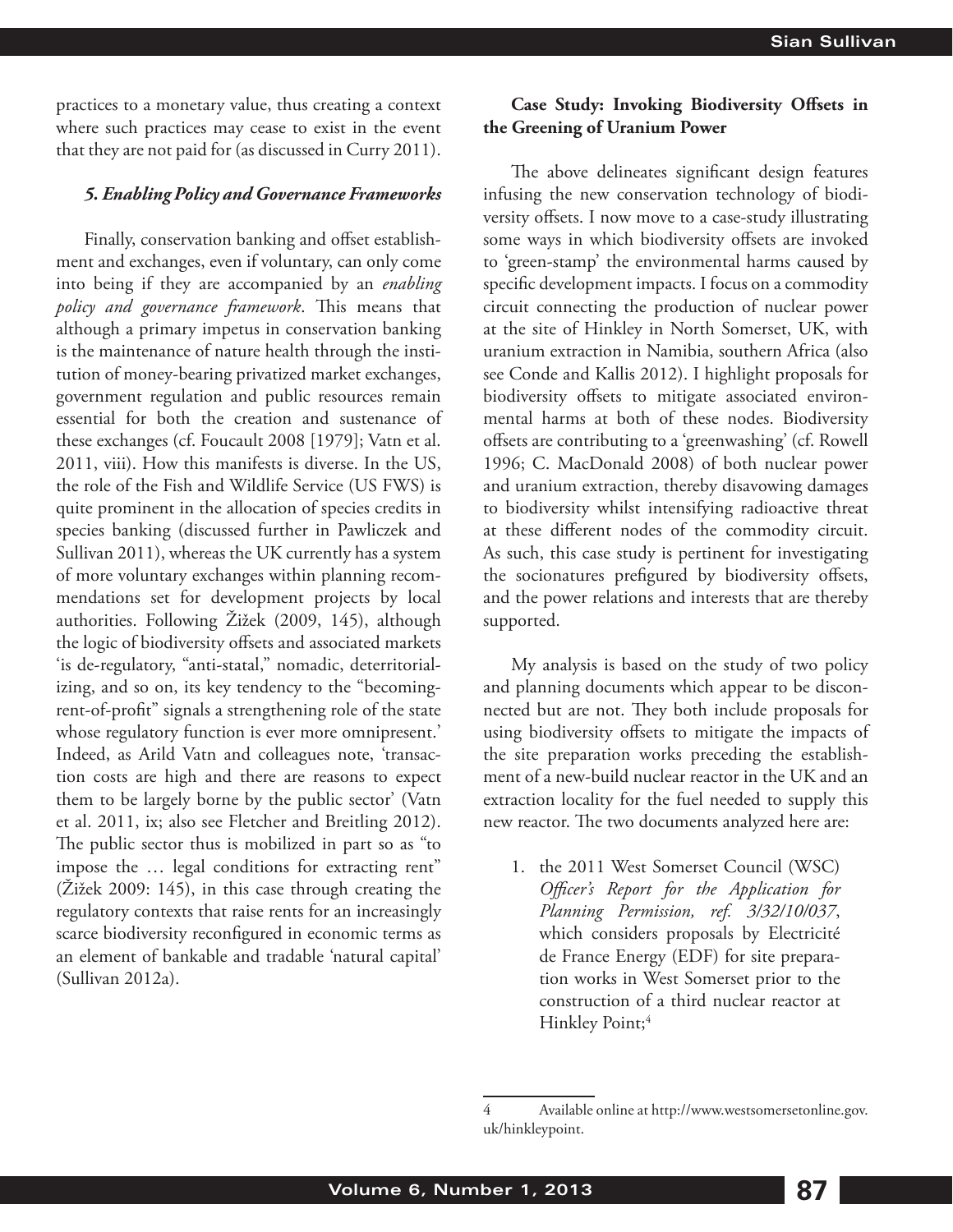practices to a monetary value, thus creating a context where such practices may cease to exist in the event that they are not paid for (as discussed in Curry 2011).

### *5. Enabling Policy and Governance Frameworks*

Finally, conservation banking and offset establishment and exchanges, even if voluntary, can only come into being if they are accompanied by an *enabling policy and governance framework*. This means that although a primary impetus in conservation banking is the maintenance of nature health through the institution of money-bearing privatized market exchanges, government regulation and public resources remain essential for both the creation and sustenance of these exchanges (cf. Foucault 2008 [1979]; Vatn et al. 2011, viii). How this manifests is diverse. In the US, the role of the Fish and Wildlife Service (US FWS) is quite prominent in the allocation of species credits in species banking (discussed further in Pawliczek and Sullivan 2011), whereas the UK currently has a system of more voluntary exchanges within planning recommendations set for development projects by local authorities. Following Žižek (2009, 145), although the logic of biodiversity offsets and associated markets 'is de-regulatory, "anti-statal," nomadic, deterritorializing, and so on, its key tendency to the "becoming-rent-of-profit" signals a strengthening role of the state whose regulatory function is ever more omnipresent.' Indeed, as Arild Vatn and colleagues note, 'transaction costs are high and there are reasons to expect them to be largely borne by the public sector' (Vatn et al. 2011, ix; also see Fletcher and Breitling 2012). The public sector thus is mobilized in part so as "to impose the … legal conditions for extracting rent" (Žižek 2009: 145), in this case through creating the regulatory contexts that raise rents for an increasingly scarce biodiversity reconfigured in economic terms as an element of bankable and tradable 'natural capital' (Sullivan 2012a).

## Case Study: Invoking Biodiversity Offsets in the Greening of Uranium Power

The above delineates significant design features infusing the new conservation technology of biodiversity offsets. I now move to a case-study illustrating some ways in which biodiversity offsets are invoked to 'green-stamp' the environmental harms caused by specific development impacts. I focus on a commodity circuit connecting the production of nuclear power at the site of Hinkley in North Somerset, UK, with uranium extraction in Namibia, southern Africa (also see Conde and Kallis 2012). I highlight proposals for biodiversity offsets to mitigate associated environmental harms at both of these nodes. Biodiversity offsets are contributing to a 'greenwashing' (cf. Rowell 1996; C. MacDonald 2008) of both nuclear power and uranium extraction, thereby disavowing damages to biodiversity whilst intensifying radioactive threat at these different nodes of the commodity circuit. As such, this case study is pertinent for investigating the socionatures prefigured by biodiversity offsets, and the power relations and interests that are thereby supported.

My analysis is based on the study of two policy and planning documents which appear to be disconnected but are not. They both include proposals for using biodiversity offsets to mitigate the impacts of the site preparation works preceding the establishment of a new-build nuclear reactor in the UK and an extraction locality for the fuel needed to supply this new reactor. The two documents analyzed here are:

1. the 2011 West Somerset Council (WSC) *Officer's Report for the Application for Planning Permission, ref. 3/32/10/037*, which considers proposals by Electricité de France Energy (EDF) for site preparation works in West Somerset prior to the construction of a third nuclear reactor at Hinkley Point;[4]

---

4 Available online at http://www.westsomersetonline.gov.uk/hinkleypoint.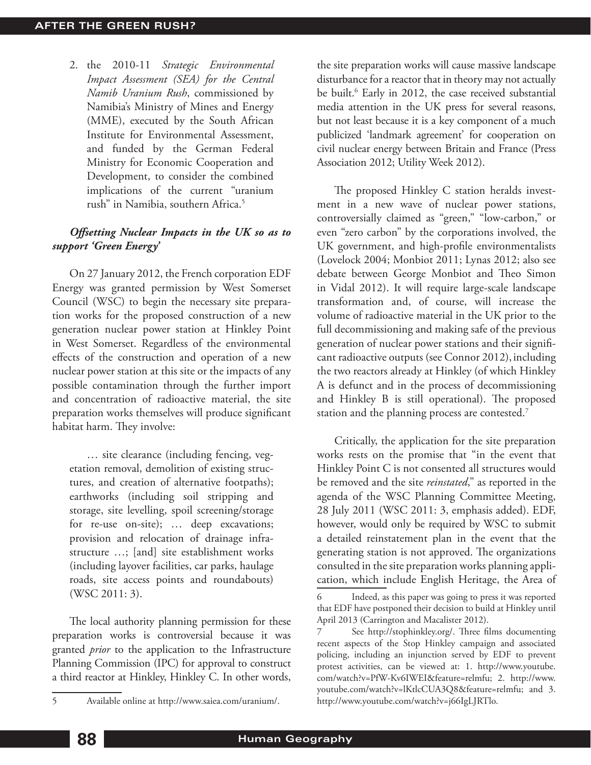2. the 2010-11 *Strategic Environmental Impact Assessment (SEA) for the Central Namib Uranium Rush*, commissioned by Namibia's Ministry of Mines and Energy (MME), executed by the South African Institute for Environmental Assessment, and funded by the German Federal Ministry for Economic Cooperation and Development, to consider the combined implications of the current "uranium rush" in Namibia, southern Africa.[5]

### *Offsetting Nuclear Impacts in the UK so as to support 'Green Energy'*

On 27 January 2012, the French corporation EDF Energy was granted permission by West Somerset Council (WSC) to begin the necessary site preparation works for the proposed construction of a new generation nuclear power station at Hinkley Point in West Somerset. Regardless of the environmental effects of the construction and operation of a new nuclear power station at this site or the impacts of any possible contamination through the further import and concentration of radioactive material, the site preparation works themselves will produce significant habitat harm. They involve:

> … site clearance (including fencing, vegetation removal, demolition of existing structures, and creation of alternative footpaths); earthworks (including soil stripping and storage, site levelling, spoil screening/storage for re-use on-site); … deep excavations; provision and relocation of drainage infrastructure …; [and] site establishment works (including layover facilities, car parks, haulage roads, site access points and roundabouts) (WSC 2011: 3).

The local authority planning permission for these preparation works is controversial because it was granted *prior* to the application to the Infrastructure Planning Commission (IPC) for approval to construct a third reactor at Hinkley, Hinkley C. In other words, the site preparation works will cause massive landscape disturbance for a reactor that in theory may not actually be built.[6] Early in 2012, the case received substantial media attention in the UK press for several reasons, but not least because it is a key component of a much publicized 'landmark agreement' for cooperation on civil nuclear energy between Britain and France (Press Association 2012; Utility Week 2012).

The proposed Hinkley C station heralds investment in a new wave of nuclear power stations, controversially claimed as "green," "low-carbon," or even "zero carbon" by the corporations involved, the UK government, and high-profile environmentalists (Lovelock 2004; Monbiot 2011; Lynas 2012; also see debate between George Monbiot and Theo Simon in Vidal 2012). It will require large-scale landscape transformation and, of course, will increase the volume of radioactive material in the UK prior to the full decommissioning and making safe of the previous generation of nuclear power stations and their significant radioactive outputs (see Connor 2012), including the two reactors already at Hinkley (of which Hinkley A is defunct and in the process of decommissioning and Hinkley B is still operational). The proposed station and the planning process are contested.[7]

Critically, the application for the site preparation works rests on the promise that "in the event that Hinkley Point C is not consented all structures would be removed and the site *reinstated*," as reported in the agenda of the WSC Planning Committee Meeting, 28 July 2011 (WSC 2011: 3, emphasis added). EDF, however, would only be required by WSC to submit a detailed reinstatement plan in the event that the generating station is not approved. The organizations consulted in the site preparation works planning application, which include English Heritage, the Area of

---

5 Available online at http://www.saiea.com/uranium/.

6 Indeed, as this paper was going to press it was reported that EDF have postponed their decision to build at Hinkley until April 2013 (Carrington and Macalister 2012).

7 See http://stophinkley.org/. Three films documenting recent aspects of the Stop Hinkley campaign and associated policing, including an injunction served by EDF to prevent protest activities, can be viewed at: 1. http://www.youtube.com/watch?v=PfW-Kv6IWEI&feature=relmfu; 2. http://www.youtube.com/watch?v=lKtlcCUA3Q8&feature=relmfu; and 3. http://www.youtube.com/watch?v=j66IgLJRTlo.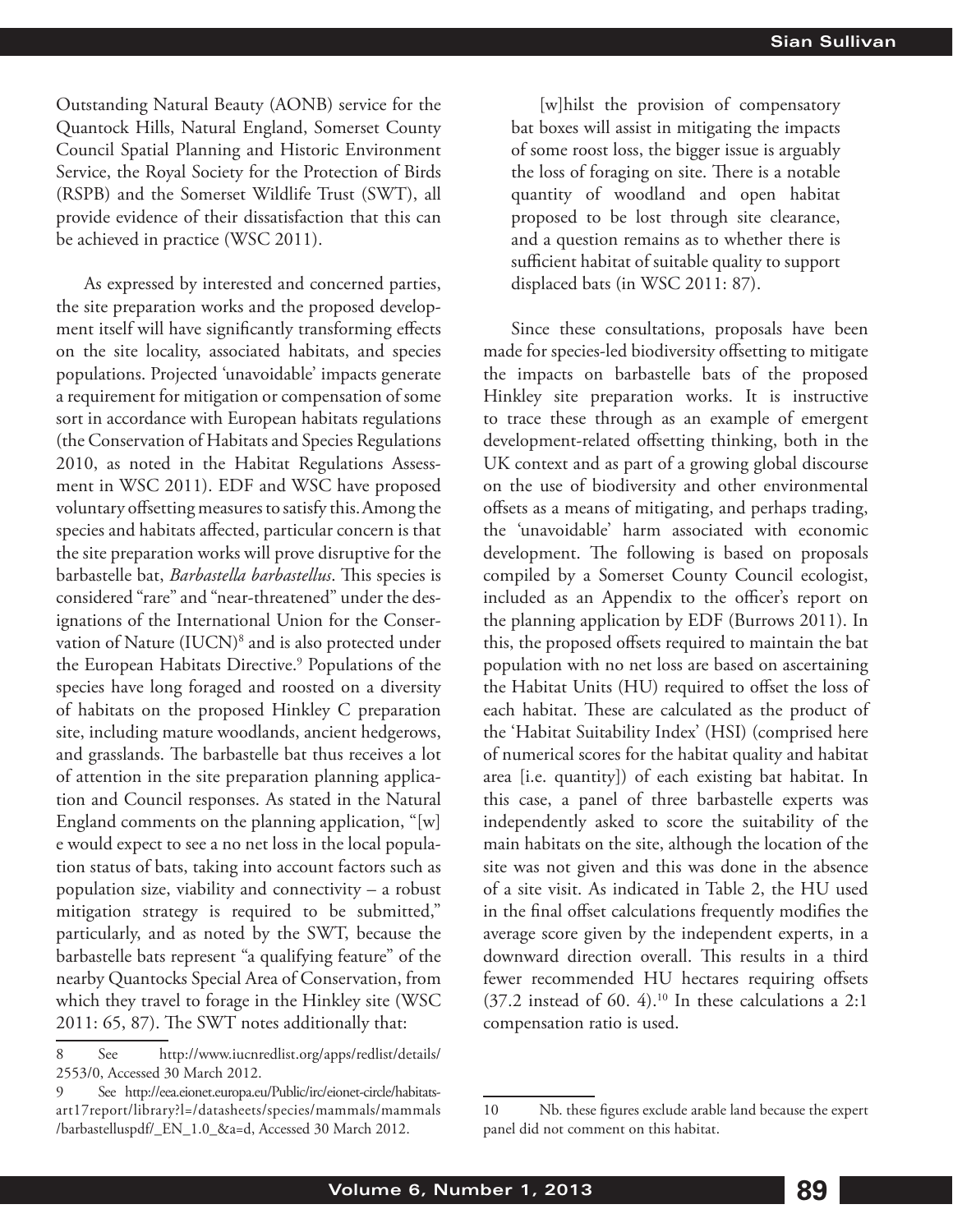Outstanding Natural Beauty (AONB) service for the Quantock Hills, Natural England, Somerset County Council Spatial Planning and Historic Environment Service, the Royal Society for the Protection of Birds (RSPB) and the Somerset Wildlife Trust (SWT), all provide evidence of their dissatisfaction that this can be achieved in practice (WSC 2011).

As expressed by interested and concerned parties, the site preparation works and the proposed development itself will have significantly transforming effects on the site locality, associated habitats, and species populations. Projected 'unavoidable' impacts generate a requirement for mitigation or compensation of some sort in accordance with European habitats regulations (the Conservation of Habitats and Species Regulations 2010, as noted in the Habitat Regulations Assessment in WSC 2011). EDF and WSC have proposed voluntary offsetting measures to satisfy this. Among the species and habitats affected, particular concern is that the site preparation works will prove disruptive for the barbastelle bat, *Barbastella barbastellus*. This species is considered "rare" and "near-threatened" under the designations of the International Union for the Conservation of Nature (IUCN)[8] and is also protected under the European Habitats Directive.[9] Populations of the species have long foraged and roosted on a diversity of habitats on the proposed Hinkley C preparation site, including mature woodlands, ancient hedgerows, and grasslands. The barbastelle bat thus receives a lot of attention in the site preparation planning application and Council responses. As stated in the Natural England comments on the planning application, "[w]e would expect to see a no net loss in the local population status of bats, taking into account factors such as population size, viability and connectivity – a robust mitigation strategy is required to be submitted," particularly, and as noted by the SWT, because the barbastelle bats represent "a qualifying feature" of the nearby Quantocks Special Area of Conservation, from which they travel to forage in the Hinkley site (WSC 2011: 65, 87). The SWT notes additionally that:

> [w]hilst the provision of compensatory bat boxes will assist in mitigating the impacts of some roost loss, the bigger issue is arguably the loss of foraging on site. There is a notable quantity of woodland and open habitat proposed to be lost through site clearance, and a question remains as to whether there is sufficient habitat of suitable quality to support displaced bats (in WSC 2011: 87).

Since these consultations, proposals have been made for species-led biodiversity offsetting to mitigate the impacts on barbastelle bats of the proposed Hinkley site preparation works. It is instructive to trace these through as an example of emergent development-related offsetting thinking, both in the UK context and as part of a growing global discourse on the use of biodiversity and other environmental offsets as a means of mitigating, and perhaps trading, the 'unavoidable' harm associated with economic development. The following is based on proposals compiled by a Somerset County Council ecologist, included as an Appendix to the officer's report on the planning application by EDF (Burrows 2011). In this, the proposed offsets required to maintain the bat population with no net loss are based on ascertaining the Habitat Units (HU) required to offset the loss of each habitat. These are calculated as the product of the 'Habitat Suitability Index' (HSI) (comprised here of numerical scores for the habitat quality and habitat area [i.e. quantity]) of each existing bat habitat. In this case, a panel of three barbastelle experts was independently asked to score the suitability of the main habitats on the site, although the location of the site was not given and this was done in the absence of a site visit. As indicated in Table 2, the HU used in the final offset calculations frequently modifies the average score given by the independent experts, in a downward direction overall. This results in a third fewer recommended HU hectares requiring offsets (37.2 instead of 60. 4).[10] In these calculations a 2:1 compensation ratio is used.

---

8 See http://www.iucnredlist.org/apps/redlist/details/2553/0, Accessed 30 March 2012.

9 See http://eea.eionet.europa.eu/Public/irc/eionet-circle/habitats-art17report/library?l=/datasheets/species/mammals/mammals/barbastelluspdf/_EN_1.0_&a=d, Accessed 30 March 2012.

10 Nb. these figures exclude arable land because the expert panel did not comment on this habitat.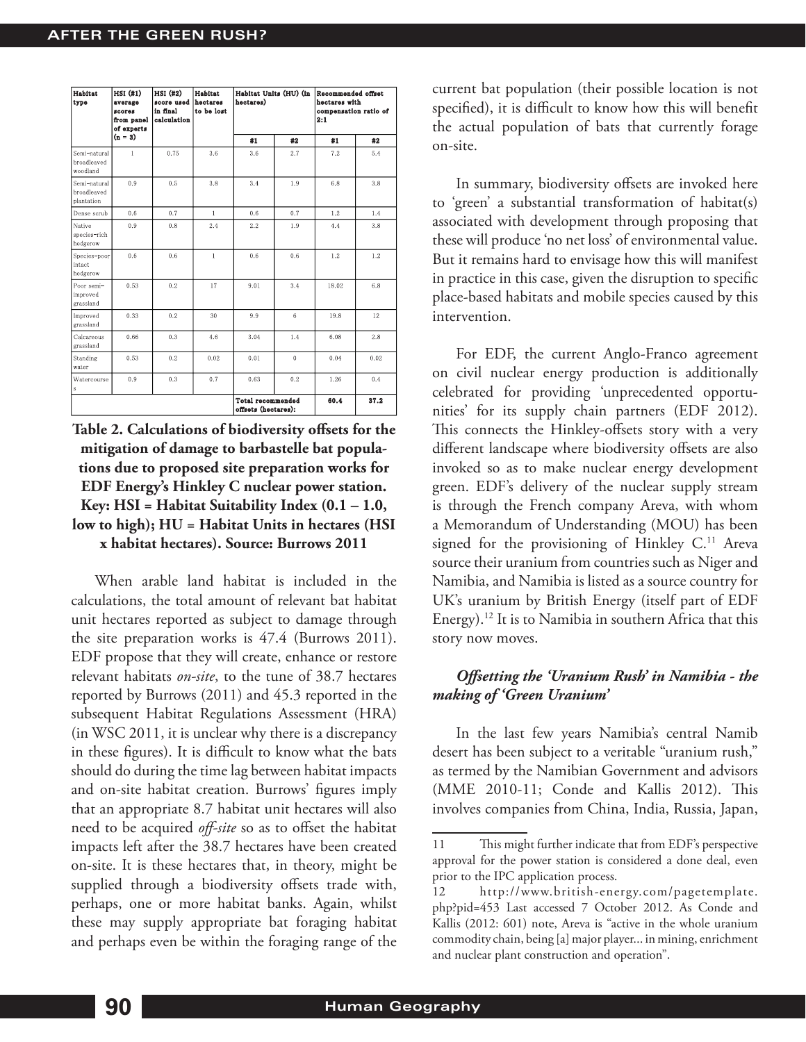| Habitat type | HSI (#1) average scores from panel of experts (n = 3) | HSI (#2) score used in final calculation | Habitat hectares to be lost | Habitat Units (HU) (in hectares) | | Recommended offset hectares with compensation ratio of 2:1 | |
|---|---|---|---|---|---|---|---|
| | | | | #1 | #2 | #1 | #2 |
| Semi-natural broadleaved woodland | 1 | 0.75 | 3.6 | 3.6 | 2.7 | 7.2 | 5.4 |
| Semi-natural broadleaved plantation | 0.9 | 0.5 | 3.8 | 3.4 | 1.9 | 6.8 | 3.8 |
| Dense scrub | 0.6 | 0.7 | 1 | 0.6 | 0.7 | 1.2 | 1.4 |
| Native species-rich hedgerow | 0.9 | 0.8 | 2.4 | 2.2 | 1.9 | 4.4 | 3.8 |
| Species-poor intact hedgerow | 0.6 | 0.6 | 1 | 0.6 | 0.6 | 1.2 | 1.2 |
| Poor semi-improved grassland | 0.53 | 0.2 | 17 | 9.01 | 3.4 | 18.02 | 6.8 |
| Improved grassland | 0.33 | 0.2 | 30 | 9.9 | 6 | 19.8 | 12 |
| Calcareous grassland | 0.66 | 0.3 | 4.6 | 3.04 | 1.4 | 6.08 | 2.8 |
| Standing water | 0.53 | 0.2 | 0.02 | 0.01 | 0 | 0.04 | 0.02 |
| Watercourses | 0.9 | 0.3 | 0.7 | 0.63 | 0.2 | 1.26 | 0.4 |
| | | | | Total recommended offsets (hectares): | | 60.4 | 37.2 |

**Table 2. Calculations of biodiversity offsets for the mitigation of damage to barbastelle bat populations due to proposed site preparation works for EDF Energy's Hinkley C nuclear power station. Key: HSI = Habitat Suitability Index (0.1 – 1.0, low to high); HU = Habitat Units in hectares (HSI x habitat hectares). Source: Burrows 2011**

When arable land habitat is included in the calculations, the total amount of relevant bat habitat unit hectares reported as subject to damage through the site preparation works is 47.4 (Burrows 2011). EDF propose that they will create, enhance or restore relevant habitats *on-site*, to the tune of 38.7 hectares reported by Burrows (2011) and 45.3 reported in the subsequent Habitat Regulations Assessment (HRA) (in WSC 2011, it is unclear why there is a discrepancy in these figures). It is difficult to know what the bats should do during the time lag between habitat impacts and on-site habitat creation. Burrows' figures imply that an appropriate 8.7 habitat unit hectares will also need to be acquired *off-site* so as to offset the habitat impacts left after the 38.7 hectares have been created on-site. It is these hectares that, in theory, might be supplied through a biodiversity offsets trade with, perhaps, one or more habitat banks. Again, whilst these may supply appropriate bat foraging habitat and perhaps even be within the foraging range of the current bat population (their possible location is not specified), it is difficult to know how this will benefit the actual population of bats that currently forage on-site.

In summary, biodiversity offsets are invoked here to 'green' a substantial transformation of habitat(s) associated with development through proposing that these will produce 'no net loss' of environmental value. But it remains hard to envisage how this will manifest in practice in this case, given the disruption to specific place-based habitats and mobile species caused by this intervention.

For EDF, the current Anglo-Franco agreement on civil nuclear energy production is additionally celebrated for providing 'unprecedented opportunities' for its supply chain partners (EDF 2012). This connects the Hinkley-offsets story with a very different landscape where biodiversity offsets are also invoked so as to make nuclear energy development green. EDF's delivery of the nuclear supply stream is through the French company Areva, with whom a Memorandum of Understanding (MOU) has been signed for the provisioning of Hinkley C.[11] Areva source their uranium from countries such as Niger and Namibia, and Namibia is listed as a source country for UK's uranium by British Energy (itself part of EDF Energy).[12] It is to Namibia in southern Africa that this story now moves.

### *Offsetting the 'Uranium Rush' in Namibia - the making of 'Green Uranium'*

In the last few years Namibia's central Namib desert has been subject to a veritable "uranium rush," as termed by the Namibian Government and advisors (MME 2010-11; Conde and Kallis 2012). This involves companies from China, India, Russia, Japan,

---

11 This might further indicate that from EDF's perspective approval for the power station is considered a done deal, even prior to the IPC application process.

12 http://www.british-energy.com/pagetemplate.php?pid=453 Last accessed 7 October 2012. As Conde and Kallis (2012: 601) note, Areva is "active in the whole uranium commodity chain, being [a] major player... in mining, enrichment and nuclear plant construction and operation".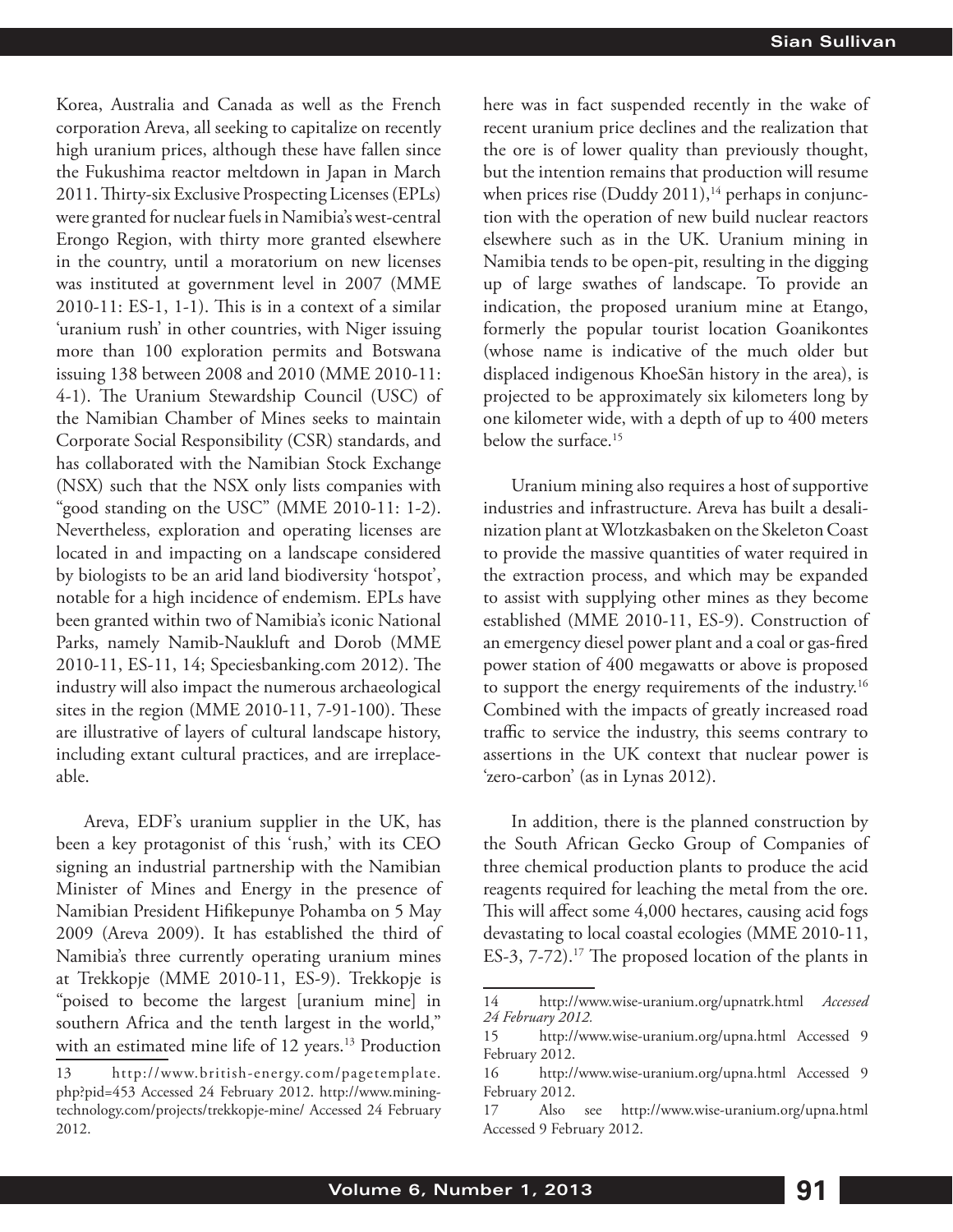Korea, Australia and Canada as well as the French corporation Areva, all seeking to capitalize on recently high uranium prices, although these have fallen since the Fukushima reactor meltdown in Japan in March 2011. Thirty-six Exclusive Prospecting Licenses (EPLs) were granted for nuclear fuels in Namibia's west-central Erongo Region, with thirty more granted elsewhere in the country, until a moratorium on new licenses was instituted at government level in 2007 (MME 2010-11: ES-1, 1-1). This is in a context of a similar 'uranium rush' in other countries, with Niger issuing more than 100 exploration permits and Botswana issuing 138 between 2008 and 2010 (MME 2010-11: 4-1). The Uranium Stewardship Council (USC) of the Namibian Chamber of Mines seeks to maintain Corporate Social Responsibility (CSR) standards, and has collaborated with the Namibian Stock Exchange (NSX) such that the NSX only lists companies with "good standing on the USC" (MME 2010-11: 1-2). Nevertheless, exploration and operating licenses are located in and impacting on a landscape considered by biologists to be an arid land biodiversity 'hotspot', notable for a high incidence of endemism. EPLs have been granted within two of Namibia's iconic National Parks, namely Namib-Naukluft and Dorob (MME 2010-11, ES-11, 14; Speciesbanking.com 2012). The industry will also impact the numerous archaeological sites in the region (MME 2010-11, 7-91-100). These are illustrative of layers of cultural landscape history, including extant cultural practices, and are irreplaceable.

Areva, EDF's uranium supplier in the UK, has been a key protagonist of this 'rush,' with its CEO signing an industrial partnership with the Namibian Minister of Mines and Energy in the presence of Namibian President Hifikepunye Pohamba on 5 May 2009 (Areva 2009). It has established the third of Namibia's three currently operating uranium mines at Trekkopje (MME 2010-11, ES-9). Trekkopje is "poised to become the largest [uranium mine] in southern Africa and the tenth largest in the world," with an estimated mine life of 12 years.[13] Production here was in fact suspended recently in the wake of recent uranium price declines and the realization that the ore is of lower quality than previously thought, but the intention remains that production will resume when prices rise (Duddy 2011),[14] perhaps in conjunction with the operation of new build nuclear reactors elsewhere such as in the UK. Uranium mining in Namibia tends to be open-pit, resulting in the digging up of large swathes of landscape. To provide an indication, the proposed uranium mine at Etango, formerly the popular tourist location Goanikontes (whose name is indicative of the much older but displaced indigenous KhoeSān history in the area), is projected to be approximately six kilometers long by one kilometer wide, with a depth of up to 400 meters below the surface.[15]

Uranium mining also requires a host of supportive industries and infrastructure. Areva has built a desalinization plant at Wlotzkasbaken on the Skeleton Coast to provide the massive quantities of water required in the extraction process, and which may be expanded to assist with supplying other mines as they become established (MME 2010-11, ES-9). Construction of an emergency diesel power plant and a coal or gas-fired power station of 400 megawatts or above is proposed to support the energy requirements of the industry.[16] Combined with the impacts of greatly increased road traffic to service the industry, this seems contrary to assertions in the UK context that nuclear power is 'zero-carbon' (as in Lynas 2012).

In addition, there is the planned construction by the South African Gecko Group of Companies of three chemical production plants to produce the acid reagents required for leaching the metal from the ore. This will affect some 4,000 hectares, causing acid fogs devastating to local coastal ecologies (MME 2010-11, ES-3, 7-72).[17] The proposed location of the plants in

---

13 http://www.british-energy.com/pagetemplate.php?pid=453 Accessed 24 February 2012. http://www.mining-technology.com/projects/trekkopje-mine/ Accessed 24 February 2012.

14 http://www.wise-uranium.org/upnatrk.html *Accessed 24 February 2012.*

15 http://www.wise-uranium.org/upna.html Accessed 9 February 2012.

16 http://www.wise-uranium.org/upna.html Accessed 9 February 2012.

17 Also see http://www.wise-uranium.org/upna.html Accessed 9 February 2012.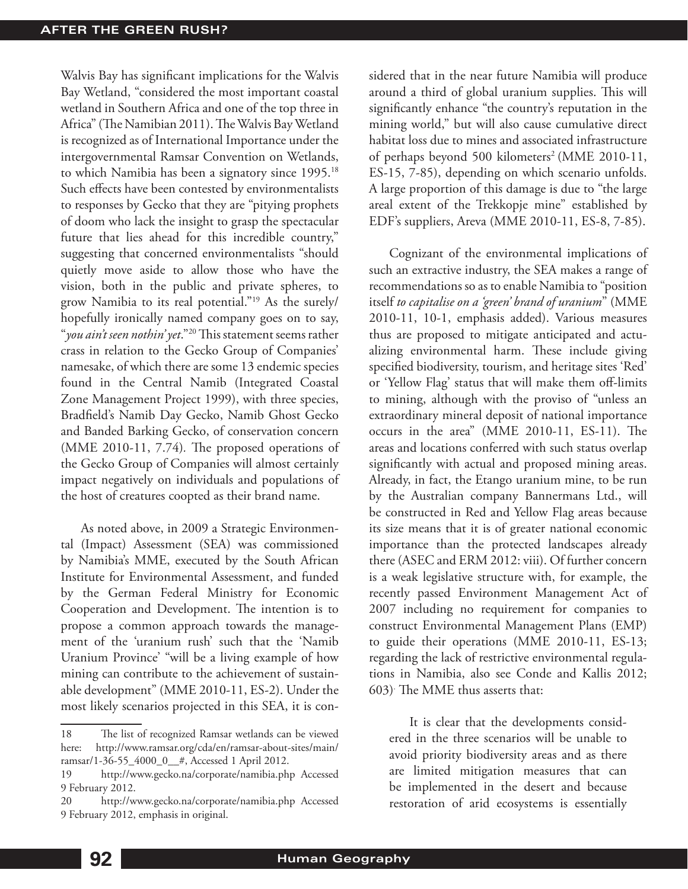Walvis Bay has significant implications for the Walvis Bay Wetland, "considered the most important coastal wetland in Southern Africa and one of the top three in Africa" (The Namibian 2011). The Walvis Bay Wetland is recognized as of International Importance under the intergovernmental Ramsar Convention on Wetlands, to which Namibia has been a signatory since 1995.[18] Such effects have been contested by environmentalists to responses by Gecko that they are "pitying prophets of doom who lack the insight to grasp the spectacular future that lies ahead for this incredible country," suggesting that concerned environmentalists "should quietly move aside to allow those who have the vision, both in the public and private spheres, to grow Namibia to its real potential."[19] As the surely/hopefully ironically named company goes on to say, "*you ain't seen nothin' yet*."[20] This statement seems rather crass in relation to the Gecko Group of Companies' namesake, of which there are some 13 endemic species found in the Central Namib (Integrated Coastal Zone Management Project 1999), with three species, Bradfield's Namib Day Gecko, Namib Ghost Gecko and Banded Barking Gecko, of conservation concern (MME 2010-11, 7.74). The proposed operations of the Gecko Group of Companies will almost certainly impact negatively on individuals and populations of the host of creatures coopted as their brand name.

As noted above, in 2009 a Strategic Environmental (Impact) Assessment (SEA) was commissioned by Namibia's MME, executed by the South African Institute for Environmental Assessment, and funded by the German Federal Ministry for Economic Cooperation and Development. The intention is to propose a common approach towards the management of the 'uranium rush' such that the 'Namib Uranium Province' "will be a living example of how mining can contribute to the achievement of sustainable development" (MME 2010-11, ES-2). Under the most likely scenarios projected in this SEA, it is considered that in the near future Namibia will produce around a third of global uranium supplies. This will significantly enhance "the country's reputation in the mining world," but will also cause cumulative direct habitat loss due to mines and associated infrastructure of perhaps beyond 500 kilometers$^2$ (MME 2010-11, ES-15, 7-85), depending on which scenario unfolds. A large proportion of this damage is due to "the large areal extent of the Trekkopje mine" established by EDF's suppliers, Areva (MME 2010-11, ES-8, 7-85).

Cognizant of the environmental implications of such an extractive industry, the SEA makes a range of recommendations so as to enable Namibia to "position itself *to capitalise on a 'green' brand of uranium*" (MME 2010-11, 10-1, emphasis added). Various measures thus are proposed to mitigate anticipated and actualizing environmental harm. These include giving specified biodiversity, tourism, and heritage sites 'Red' or 'Yellow Flag' status that will make them off-limits to mining, although with the proviso of "unless an extraordinary mineral deposit of national importance occurs in the area" (MME 2010-11, ES-11). The areas and locations conferred with such status overlap significantly with actual and proposed mining areas. Already, in fact, the Etango uranium mine, to be run by the Australian company Bannermans Ltd., will be constructed in Red and Yellow Flag areas because its size means that it is of greater national economic importance than the protected landscapes already there (ASEC and ERM 2012: viii). Of further concern is a weak legislative structure with, for example, the recently passed Environment Management Act of 2007 including no requirement for companies to construct Environmental Management Plans (EMP) to guide their operations (MME 2010-11, ES-13; regarding the lack of restrictive environmental regulations in Namibia, also see Conde and Kallis 2012; 603). The MME thus asserts that:

> It is clear that the developments considered in the three scenarios will be unable to avoid priority biodiversity areas and as there are limited mitigation measures that can be implemented in the desert and because restoration of arid ecosystems is essentially

---

18 The list of recognized Ramsar wetlands can be viewed here: http://www.ramsar.org/cda/en/ramsar-about-sites/main/ramsar/1-36-55_4000_0__#, Accessed 1 April 2012.

19 http://www.gecko.na/corporate/namibia.php Accessed 9 February 2012.

20 http://www.gecko.na/corporate/namibia.php Accessed 9 February 2012, emphasis in original.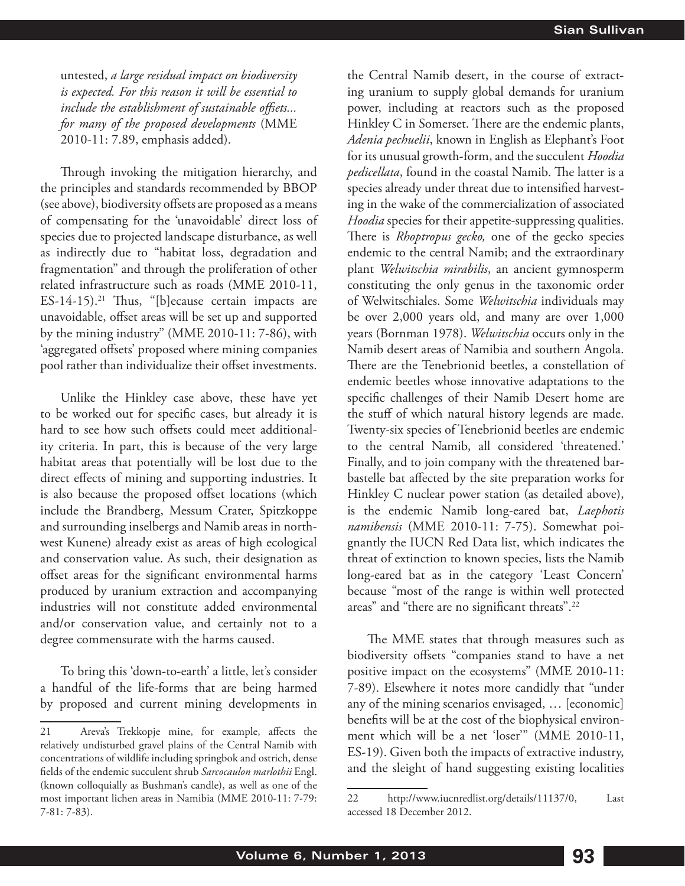untested, *a large residual impact on biodiversity is expected. For this reason it will be essential to include the establishment of sustainable offsets... for many of the proposed developments* (MME 2010-11: 7.89, emphasis added).

Through invoking the mitigation hierarchy, and the principles and standards recommended by BBOP (see above), biodiversity offsets are proposed as a means of compensating for the 'unavoidable' direct loss of species due to projected landscape disturbance, as well as indirectly due to "habitat loss, degradation and fragmentation" and through the proliferation of other related infrastructure such as roads (MME 2010-11, ES-14-15).[21] Thus, "[b]ecause certain impacts are unavoidable, offset areas will be set up and supported by the mining industry" (MME 2010-11: 7-86), with 'aggregated offsets' proposed where mining companies pool rather than individualize their offset investments.

Unlike the Hinkley case above, these have yet to be worked out for specific cases, but already it is hard to see how such offsets could meet additionality criteria. In part, this is because of the very large habitat areas that potentially will be lost due to the direct effects of mining and supporting industries. It is also because the proposed offset locations (which include the Brandberg, Messum Crater, Spitzkoppe and surrounding inselbergs and Namib areas in northwest Kunene) already exist as areas of high ecological and conservation value. As such, their designation as offset areas for the significant environmental harms produced by uranium extraction and accompanying industries will not constitute added environmental and/or conservation value, and certainly not to a degree commensurate with the harms caused.

To bring this 'down-to-earth' a little, let's consider a handful of the life-forms that are being harmed by proposed and current mining developments in the Central Namib desert, in the course of extracting uranium to supply global demands for uranium power, including at reactors such as the proposed Hinkley C in Somerset. There are the endemic plants, *Adenia pechuelii*, known in English as Elephant's Foot for its unusual growth-form, and the succulent *Hoodia pedicellata*, found in the coastal Namib. The latter is a species already under threat due to intensified harvesting in the wake of the commercialization of associated *Hoodia* species for their appetite-suppressing qualities. There is *Rhoptropus gecko,* one of the gecko species endemic to the central Namib; and the extraordinary plant *Welwitschia mirabilis*, an ancient gymnosperm constituting the only genus in the taxonomic order of Welwitschiales. Some *Welwitschia* individuals may be over 2,000 years old, and many are over 1,000 years (Bornman 1978). *Welwitschia* occurs only in the Namib desert areas of Namibia and southern Angola. There are the Tenebrionid beetles, a constellation of endemic beetles whose innovative adaptations to the specific challenges of their Namib Desert home are the stuff of which natural history legends are made. Twenty-six species of Tenebrionid beetles are endemic to the central Namib, all considered 'threatened.' Finally, and to join company with the threatened barbastelle bat affected by the site preparation works for Hinkley C nuclear power station (as detailed above), is the endemic Namib long-eared bat, *Laephotis namibensis* (MME 2010-11: 7-75). Somewhat poignantly the IUCN Red Data list, which indicates the threat of extinction to known species, lists the Namib long-eared bat as in the category 'Least Concern' because "most of the range is within well protected areas" and "there are no significant threats".[22]

The MME states that through measures such as biodiversity offsets "companies stand to have a net positive impact on the ecosystems" (MME 2010-11: 7-89). Elsewhere it notes more candidly that "under any of the mining scenarios envisaged, … [economic] benefits will be at the cost of the biophysical environment which will be a net 'loser'" (MME 2010-11, ES-19). Given both the impacts of extractive industry, and the sleight of hand suggesting existing localities

---

21 Areva's Trekkopje mine, for example, affects the relatively undisturbed gravel plains of the Central Namib with concentrations of wildlife including springbok and ostrich, dense fields of the endemic succulent shrub *Sarcocaulon marlothii* Engl. (known colloquially as Bushman's candle), as well as one of the most important lichen areas in Namibia (MME 2010-11: 7-79: 7-81: 7-83).

22 http://www.iucnredlist.org/details/11137/0, Last accessed 18 December 2012.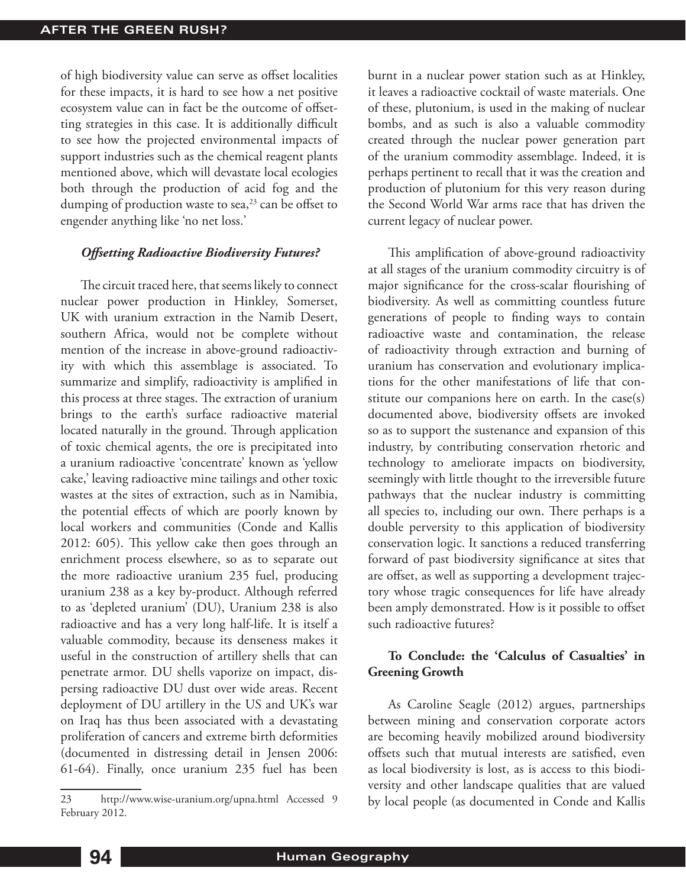of high biodiversity value can serve as offset localities for these impacts, it is hard to see how a net positive ecosystem value can in fact be the outcome of offsetting strategies in this case. It is additionally difficult to see how the projected environmental impacts of support industries such as the chemical reagent plants mentioned above, which will devastate local ecologies both through the production of acid fog and the dumping of production waste to sea,[23] can be offset to engender anything like 'no net loss.'

### *Offsetting Radioactive Biodiversity Futures?*

The circuit traced here, that seems likely to connect nuclear power production in Hinkley, Somerset, UK with uranium extraction in the Namib Desert, southern Africa, would not be complete without mention of the increase in above-ground radioactivity with which this assemblage is associated. To summarize and simplify, radioactivity is amplified in this process at three stages. The extraction of uranium brings to the earth's surface radioactive material located naturally in the ground. Through application of toxic chemical agents, the ore is precipitated into a uranium radioactive 'concentrate' known as 'yellow cake,' leaving radioactive mine tailings and other toxic wastes at the sites of extraction, such as in Namibia, the potential effects of which are poorly known by local workers and communities (Conde and Kallis 2012: 605). This yellow cake then goes through an enrichment process elsewhere, so as to separate out the more radioactive uranium 235 fuel, producing uranium 238 as a key by-product. Although referred to as 'depleted uranium' (DU), Uranium 238 is also radioactive and has a very long half-life. It is itself a valuable commodity, because its denseness makes it useful in the construction of artillery shells that can penetrate armor. DU shells vaporize on impact, dispersing radioactive DU dust over wide areas. Recent deployment of DU artillery in the US and UK's war on Iraq has thus been associated with a devastating proliferation of cancers and extreme birth deformities (documented in distressing detail in Jensen 2006: 61-64). Finally, once uranium 235 fuel has been burnt in a nuclear power station such as at Hinkley, it leaves a radioactive cocktail of waste materials. One of these, plutonium, is used in the making of nuclear bombs, and as such is also a valuable commodity created through the nuclear power generation part of the uranium commodity assemblage. Indeed, it is perhaps pertinent to recall that it was the creation and production of plutonium for this very reason during the Second World War arms race that has driven the current legacy of nuclear power.

This amplification of above-ground radioactivity at all stages of the uranium commodity circuitry is of major significance for the cross-scalar flourishing of biodiversity. As well as committing countless future generations of people to finding ways to contain radioactive waste and contamination, the release of radioactivity through extraction and burning of uranium has conservation and evolutionary implications for the other manifestations of life that constitute our companions here on earth. In the case(s) documented above, biodiversity offsets are invoked so as to support the sustenance and expansion of this industry, by contributing conservation rhetoric and technology to ameliorate impacts on biodiversity, seemingly with little thought to the irreversible future pathways that the nuclear industry is committing all species to, including our own. There perhaps is a double perversity to this application of biodiversity conservation logic. It sanctions a reduced transferring forward of past biodiversity significance at sites that are offset, as well as supporting a development trajectory whose tragic consequences for life have already been amply demonstrated. How is it possible to offset such radioactive futures?

### To Conclude: the 'Calculus of Casualties' in Greening Growth

As Caroline Seagle (2012) argues, partnerships between mining and conservation corporate actors are becoming heavily mobilized around biodiversity offsets such that mutual interests are satisfied, even as local biodiversity is lost, as is access to this biodiversity and other landscape qualities that are valued by local people (as documented in Conde and Kallis

---

23 http://www.wise-uranium.org/upna.html Accessed 9 February 2012.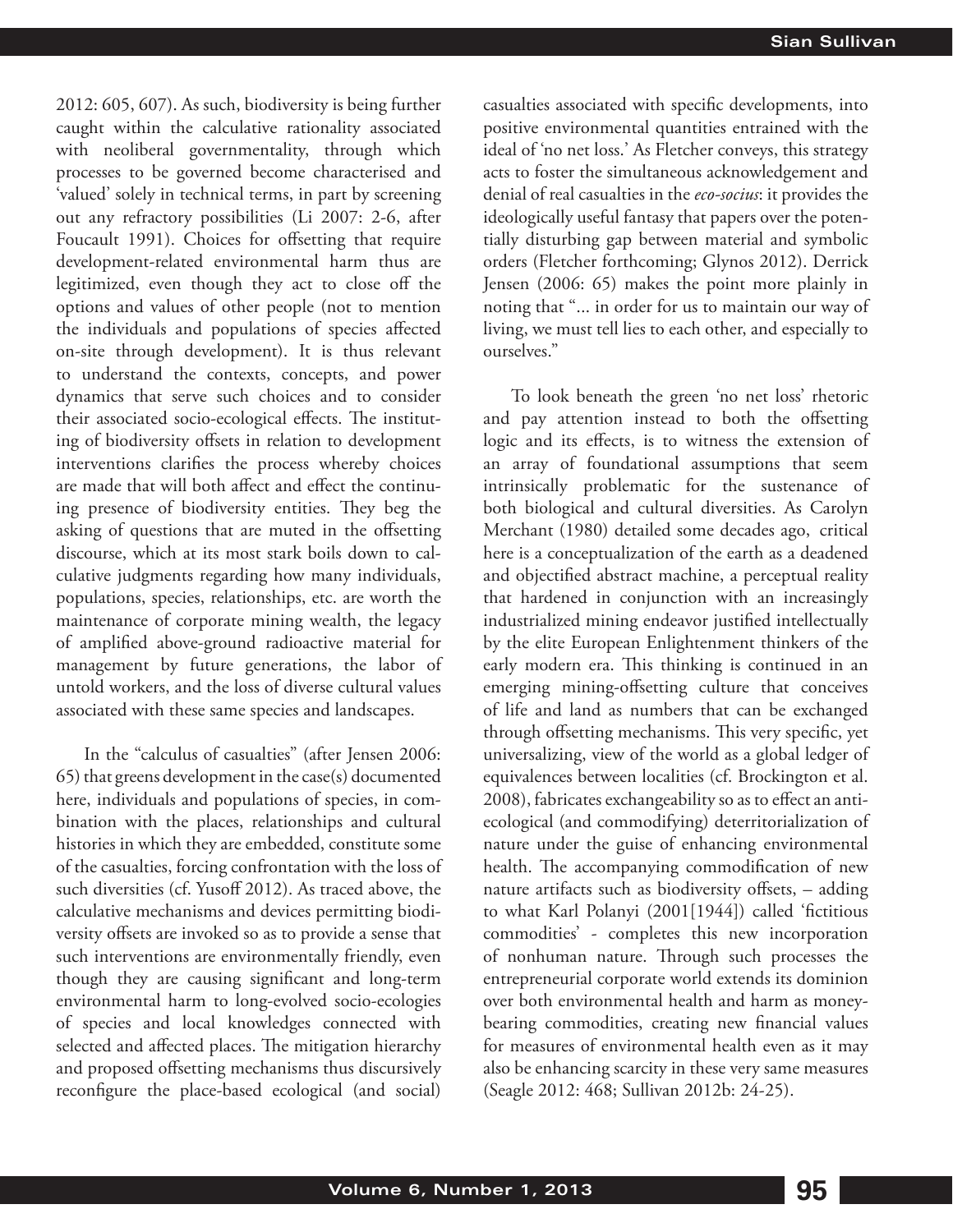2012: 605, 607). As such, biodiversity is being further caught within the calculative rationality associated with neoliberal governmentality, through which processes to be governed become characterised and 'valued' solely in technical terms, in part by screening out any refractory possibilities (Li 2007: 2-6, after Foucault 1991). Choices for offsetting that require development-related environmental harm thus are legitimized, even though they act to close off the options and values of other people (not to mention the individuals and populations of species affected on-site through development). It is thus relevant to understand the contexts, concepts, and power dynamics that serve such choices and to consider their associated socio-ecological effects. The instituting of biodiversity offsets in relation to development interventions clarifies the process whereby choices are made that will both affect and effect the continuing presence of biodiversity entities. They beg the asking of questions that are muted in the offsetting discourse, which at its most stark boils down to calculative judgments regarding how many individuals, populations, species, relationships, etc. are worth the maintenance of corporate mining wealth, the legacy of amplified above-ground radioactive material for management by future generations, the labor of untold workers, and the loss of diverse cultural values associated with these same species and landscapes.

In the "calculus of casualties" (after Jensen 2006: 65) that greens development in the case(s) documented here, individuals and populations of species, in combination with the places, relationships and cultural histories in which they are embedded, constitute some of the casualties, forcing confrontation with the loss of such diversities (cf. Yusoff 2012). As traced above, the calculative mechanisms and devices permitting biodiversity offsets are invoked so as to provide a sense that such interventions are environmentally friendly, even though they are causing significant and long-term environmental harm to long-evolved socio-ecologies of species and local knowledges connected with selected and affected places. The mitigation hierarchy and proposed offsetting mechanisms thus discursively reconfigure the place-based ecological (and social) casualties associated with specific developments, into positive environmental quantities entrained with the ideal of 'no net loss.' As Fletcher conveys, this strategy acts to foster the simultaneous acknowledgement and denial of real casualties in the *eco-socius*: it provides the ideologically useful fantasy that papers over the potentially disturbing gap between material and symbolic orders (Fletcher forthcoming; Glynos 2012). Derrick Jensen (2006: 65) makes the point more plainly in noting that "... in order for us to maintain our way of living, we must tell lies to each other, and especially to ourselves."

To look beneath the green 'no net loss' rhetoric and pay attention instead to both the offsetting logic and its effects, is to witness the extension of an array of foundational assumptions that seem intrinsically problematic for the sustenance of both biological and cultural diversities. As Carolyn Merchant (1980) detailed some decades ago, critical here is a conceptualization of the earth as a deadened and objectified abstract machine, a perceptual reality that hardened in conjunction with an increasingly industrialized mining endeavor justified intellectually by the elite European Enlightenment thinkers of the early modern era. This thinking is continued in an emerging mining-offsetting culture that conceives of life and land as numbers that can be exchanged through offsetting mechanisms. This very specific, yet universalizing, view of the world as a global ledger of equivalences between localities (cf. Brockington et al. 2008), fabricates exchangeability so as to effect an anti-ecological (and commodifying) deterritorialization of nature under the guise of enhancing environmental health. The accompanying commodification of new nature artifacts such as biodiversity offsets, – adding to what Karl Polanyi (2001[1944]) called 'fictitious commodities' - completes this new incorporation of nonhuman nature. Through such processes the entrepreneurial corporate world extends its dominion over both environmental health and harm as money-bearing commodities, creating new financial values for measures of environmental health even as it may also be enhancing scarcity in these very same measures (Seagle 2012: 468; Sullivan 2012b: 24-25).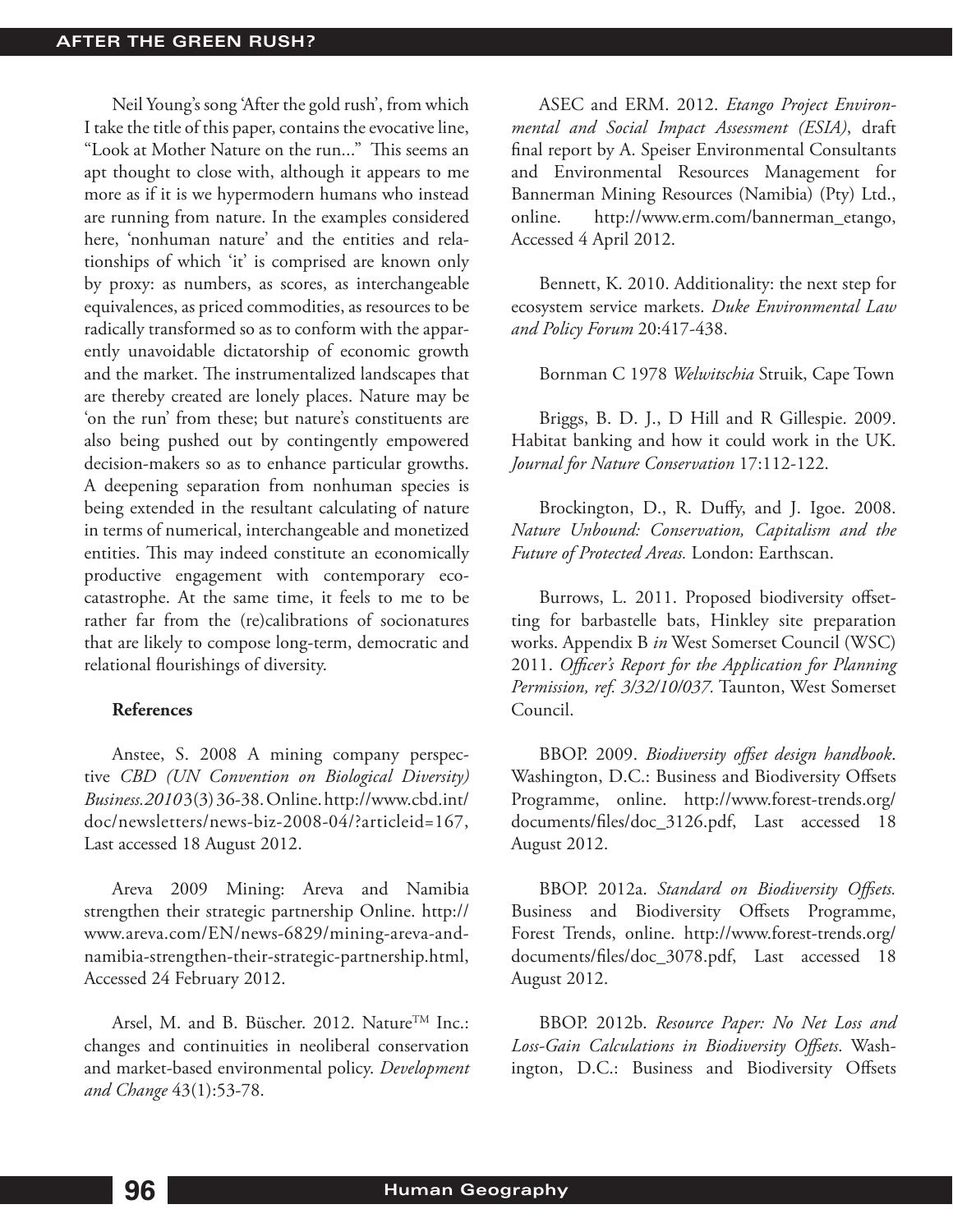Neil Young's song 'After the gold rush', from which I take the title of this paper, contains the evocative line, "Look at Mother Nature on the run..." This seems an apt thought to close with, although it appears to me more as if it is we hypermodern humans who instead are running from nature. In the examples considered here, 'nonhuman nature' and the entities and relationships of which 'it' is comprised are known only by proxy: as numbers, as scores, as interchangeable equivalences, as priced commodities, as resources to be radically transformed so as to conform with the apparently unavoidable dictatorship of economic growth and the market. The instrumentalized landscapes that are thereby created are lonely places. Nature may be 'on the run' from these; but nature's constituents are also being pushed out by contingently empowered decision-makers so as to enhance particular growths. A deepening separation from nonhuman species is being extended in the resultant calculating of nature in terms of numerical, interchangeable and monetized entities. This may indeed constitute an economically productive engagement with contemporary eco-catastrophe. At the same time, it feels to me to be rather far from the (re)calibrations of socionatures that are likely to compose long-term, democratic and relational flourishings of diversity.

**References**

Anstee, S. 2008 A mining company perspective *CBD (UN Convention on Biological Diversity) Business.2010* 3(3) 36-38. Online. http://www.cbd.int/doc/newsletters/news-biz-2008-04/?articleid=167, Last accessed 18 August 2012.

Areva 2009 Mining: Areva and Namibia strengthen their strategic partnership Online. http://www.areva.com/EN/news-6829/mining-areva-and-namibia-strengthen-their-strategic-partnership.html, Accessed 24 February 2012.

Arsel, M. and B. Büscher. 2012. Nature™ Inc.: changes and continuities in neoliberal conservation and market-based environmental policy. *Development and Change* 43(1):53-78.

ASEC and ERM. 2012. *Etango Project Environmental and Social Impact Assessment (ESIA)*, draft final report by A. Speiser Environmental Consultants and Environmental Resources Management for Bannerman Mining Resources (Namibia) (Pty) Ltd., online. http://www.erm.com/bannerman_etango, Accessed 4 April 2012.

Bennett, K. 2010. Additionality: the next step for ecosystem service markets. *Duke Environmental Law and Policy Forum* 20:417-438.

Bornman C 1978 *Welwitschia* Struik, Cape Town

Briggs, B. D. J., D Hill and R Gillespie. 2009. Habitat banking and how it could work in the UK. *Journal for Nature Conservation* 17:112-122.

Brockington, D., R. Duffy, and J. Igoe. 2008. *Nature Unbound: Conservation, Capitalism and the Future of Protected Areas.* London: Earthscan.

Burrows, L. 2011. Proposed biodiversity offsetting for barbastelle bats, Hinkley site preparation works. Appendix B *in* West Somerset Council (WSC) 2011. *Officer's Report for the Application for Planning Permission, ref. 3/32/10/037.* Taunton, West Somerset Council.

BBOP. 2009. *Biodiversity offset design handbook*. Washington, D.C.: Business and Biodiversity Offsets Programme, online. http://www.forest-trends.org/documents/files/doc_3126.pdf, Last accessed 18 August 2012.

BBOP. 2012a. *Standard on Biodiversity Offsets.* Business and Biodiversity Offsets Programme, Forest Trends, online. http://www.forest-trends.org/documents/files/doc_3078.pdf, Last accessed 18 August 2012.

BBOP. 2012b. *Resource Paper: No Net Loss and Loss-Gain Calculations in Biodiversity Offsets*. Washington, D.C.: Business and Biodiversity Offsets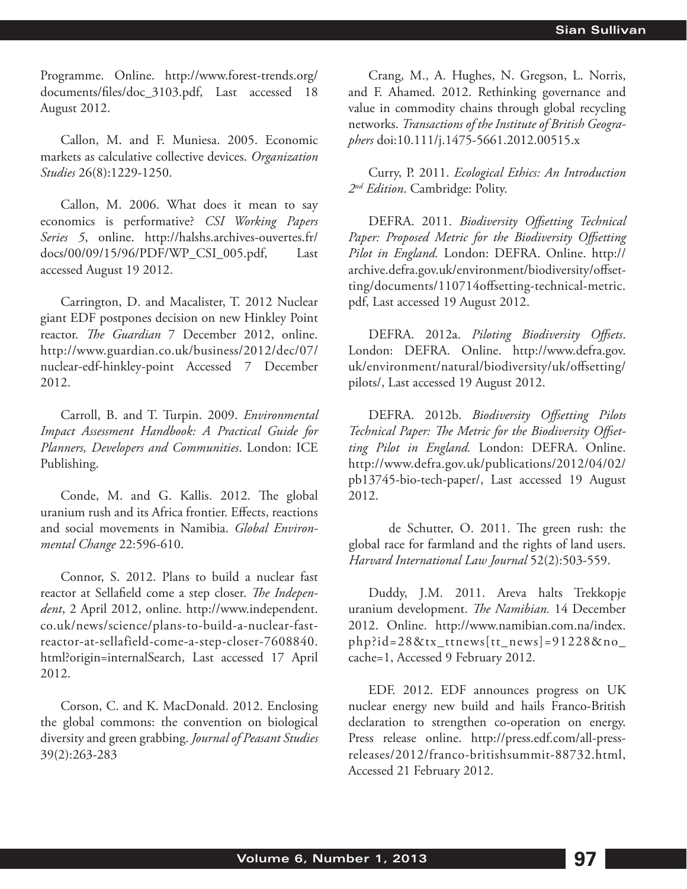Programme. Online. http://www.forest-trends.org/documents/files/doc_3103.pdf, Last accessed 18 August 2012.

Callon, M. and F. Muniesa. 2005. Economic markets as calculative collective devices. *Organization Studies* 26(8):1229-1250.

Callon, M. 2006. What does it mean to say economics is performative? *CSI Working Papers Series 5*, online. http://halshs.archives-ouvertes.fr/docs/00/09/15/96/PDF/WP_CSI_005.pdf, Last accessed August 19 2012.

Carrington, D. and Macalister, T. 2012 Nuclear giant EDF postpones decision on new Hinkley Point reactor. *The Guardian* 7 December 2012, online. http://www.guardian.co.uk/business/2012/dec/07/nuclear-edf-hinkley-point Accessed 7 December 2012.

Carroll, B. and T. Turpin. 2009. *Environmental Impact Assessment Handbook: A Practical Guide for Planners, Developers and Communities*. London: ICE Publishing.

Conde, M. and G. Kallis. 2012. The global uranium rush and its Africa frontier. Effects, reactions and social movements in Namibia. *Global Environmental Change* 22:596-610.

Connor, S. 2012. Plans to build a nuclear fast reactor at Sellafield come a step closer. *The Independent*, 2 April 2012, online. http://www.independent.co.uk/news/science/plans-to-build-a-nuclear-fast-reactor-at-sellafield-come-a-step-closer-7608840.html?origin=internalSearch, Last accessed 17 April 2012.

Corson, C. and K. MacDonald. 2012. Enclosing the global commons: the convention on biological diversity and green grabbing. *Journal of Peasant Studies* 39(2):263-283

Crang, M., A. Hughes, N. Gregson, L. Norris, and F. Ahamed. 2012. Rethinking governance and value in commodity chains through global recycling networks. *Transactions of the Institute of British Geographers* doi:10.111/j.1475-5661.2012.00515.x

Curry, P. 2011. *Ecological Ethics: An Introduction 2nd Edition*. Cambridge: Polity.

DEFRA. 2011. *Biodiversity Offsetting Technical Paper: Proposed Metric for the Biodiversity Offsetting Pilot in England.* London: DEFRA. Online. http://archive.defra.gov.uk/environment/biodiversity/offsetting/documents/110714offsetting-technical-metric.pdf, Last accessed 19 August 2012.

DEFRA. 2012a. *Piloting Biodiversity Offsets*. London: DEFRA. Online. http://www.defra.gov.uk/environment/natural/biodiversity/uk/offsetting/pilots/, Last accessed 19 August 2012.

DEFRA. 2012b. *Biodiversity Offsetting Pilots Technical Paper: The Metric for the Biodiversity Offsetting Pilot in England.* London: DEFRA. Online. http://www.defra.gov.uk/publications/2012/04/02/pb13745-bio-tech-paper/, Last accessed 19 August 2012.

de Schutter, O. 2011. The green rush: the global race for farmland and the rights of land users. *Harvard International Law Journal* 52(2):503-559.

Duddy, J.M. 2011. Areva halts Trekkopje uranium development. *The Namibian.* 14 December 2012. Online. http://www.namibian.com.na/index.php?id=28&tx_ttnews[tt_news]=91228&no_cache=1, Accessed 9 February 2012.

EDF. 2012. EDF announces progress on UK nuclear energy new build and hails Franco-British declaration to strengthen co-operation on energy. Press release online. http://press.edf.com/all-press-releases/2012/franco-britishsummit-88732.html, Accessed 21 February 2012.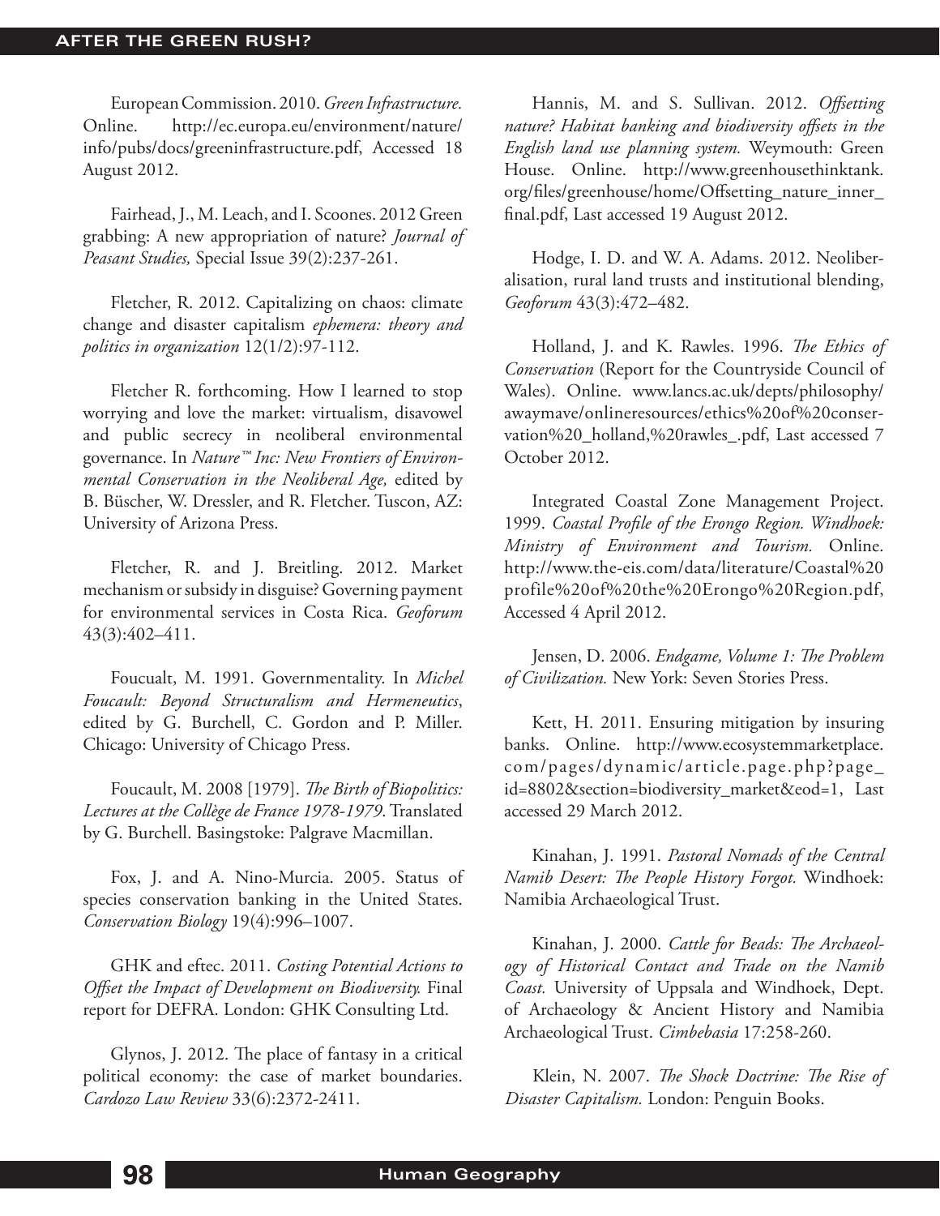European Commission. 2010. *Green Infrastructure.* Online. http://ec.europa.eu/environment/nature/info/pubs/docs/greeninfrastructure.pdf, Accessed 18 August 2012.

Fairhead, J., M. Leach, and I. Scoones. 2012 Green grabbing: A new appropriation of nature? *Journal of Peasant Studies,* Special Issue 39(2):237-261.

Fletcher, R. 2012. Capitalizing on chaos: climate change and disaster capitalism *ephemera: theory and politics in organization* 12(1/2):97-112.

Fletcher R. forthcoming. How I learned to stop worrying and love the market: virtualism, disavowel and public secrecy in neoliberal environmental governance. In *Nature™ Inc: New Frontiers of Environmental Conservation in the Neoliberal Age,* edited by B. Büscher, W. Dressler, and R. Fletcher. Tuscon, AZ: University of Arizona Press.

Fletcher, R. and J. Breitling. 2012. Market mechanism or subsidy in disguise? Governing payment for environmental services in Costa Rica. *Geoforum* 43(3):402–411.

Foucualt, M. 1991. Governmentality. In *Michel Foucault: Beyond Structuralism and Hermeneutics*, edited by G. Burchell, C. Gordon and P. Miller. Chicago: University of Chicago Press.

Foucault, M. 2008 [1979]. *The Birth of Biopolitics: Lectures at the Collège de France 1978-1979.* Translated by G. Burchell. Basingstoke: Palgrave Macmillan.

Fox, J. and A. Nino-Murcia. 2005. Status of species conservation banking in the United States. *Conservation Biology* 19(4):996–1007.

GHK and eftec. 2011. *Costing Potential Actions to Offset the Impact of Development on Biodiversity.* Final report for DEFRA. London: GHK Consulting Ltd.

Glynos, J. 2012. The place of fantasy in a critical political economy: the case of market boundaries. *Cardozo Law Review* 33(6):2372-2411.

Hannis, M. and S. Sullivan. 2012. *Offsetting nature? Habitat banking and biodiversity offsets in the English land use planning system.* Weymouth: Green House. Online. http://www.greenhousethinktank.org/files/greenhouse/home/Offsetting_nature_inner_final.pdf, Last accessed 19 August 2012.

Hodge, I. D. and W. A. Adams. 2012. Neoliberalisation, rural land trusts and institutional blending, *Geoforum* 43(3):472–482.

Holland, J. and K. Rawles. 1996. *The Ethics of Conservation* (Report for the Countryside Council of Wales). Online. www.lancs.ac.uk/depts/philosophy/awaymave/onlineresources/ethics%20of%20conservation%20_holland,%20rawles_.pdf, Last accessed 7 October 2012.

Integrated Coastal Zone Management Project. 1999. *Coastal Profile of the Erongo Region. Windhoek: Ministry of Environment and Tourism.* Online. http://www.the-eis.com/data/literature/Coastal%20profile%20of%20the%20Erongo%20Region.pdf, Accessed 4 April 2012.

Jensen, D. 2006. *Endgame, Volume 1: The Problem of Civilization.* New York: Seven Stories Press.

Kett, H. 2011. Ensuring mitigation by insuring banks. Online. http://www.ecosystemmarketplace.com/pages/dynamic/article.page.php?page_id=8802&section=biodiversity_market&eod=1, Last accessed 29 March 2012.

Kinahan, J. 1991. *Pastoral Nomads of the Central Namib Desert: The People History Forgot.* Windhoek: Namibia Archaeological Trust.

Kinahan, J. 2000. *Cattle for Beads: The Archaeology of Historical Contact and Trade on the Namib Coast.* University of Uppsala and Windhoek, Dept. of Archaeology & Ancient History and Namibia Archaeological Trust. *Cimbebasia* 17:258-260.

Klein, N. 2007. *The Shock Doctrine: The Rise of Disaster Capitalism.* London: Penguin Books.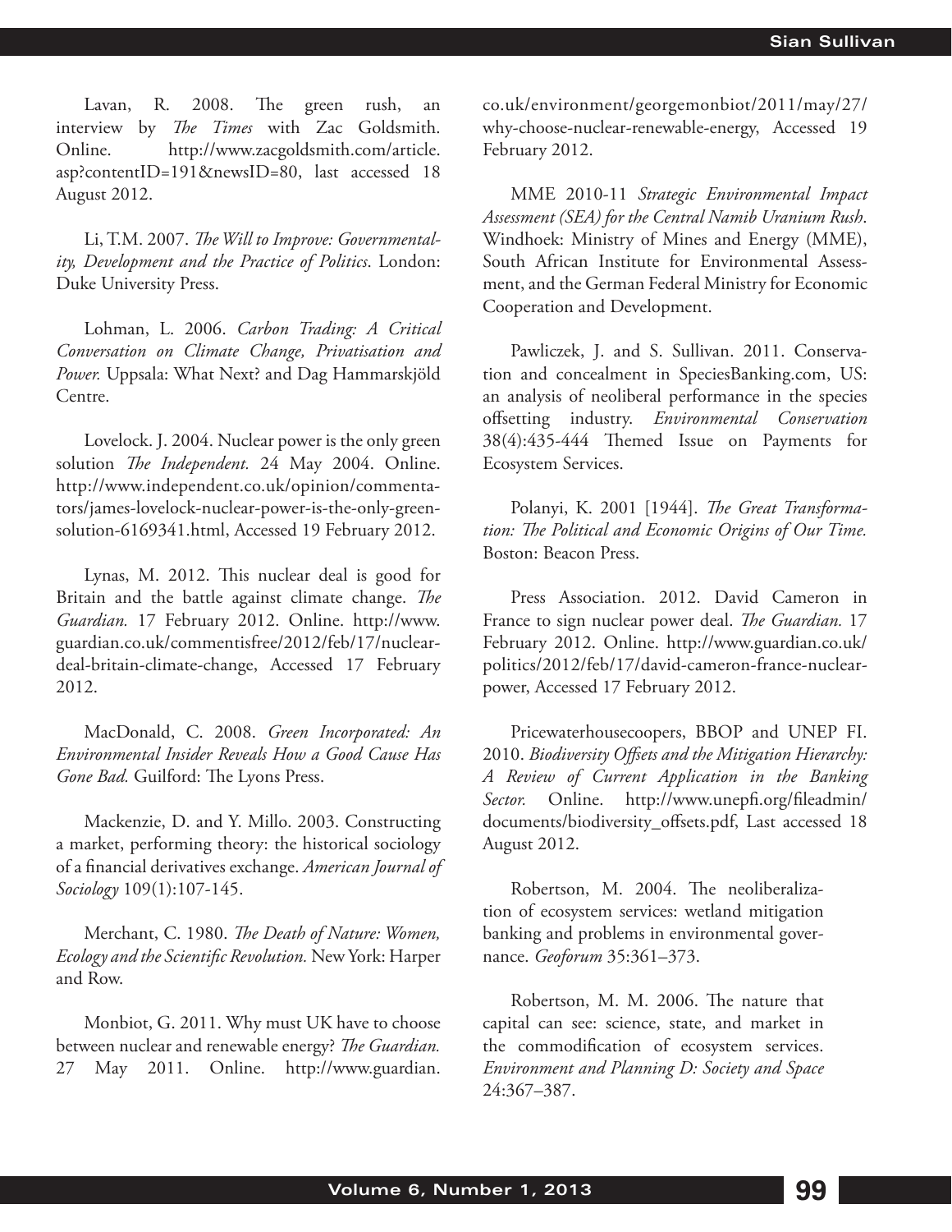Lavan, R. 2008. The green rush, an interview by *The Times* with Zac Goldsmith. Online. http://www.zacgoldsmith.com/article.asp?contentID=191&newsID=80, last accessed 18 August 2012.

Li, T.M. 2007. *The Will to Improve: Governmentality, Development and the Practice of Politics*. London: Duke University Press.

Lohman, L. 2006. *Carbon Trading: A Critical Conversation on Climate Change, Privatisation and Power.* Uppsala: What Next? and Dag Hammarskjöld Centre.

Lovelock. J. 2004. Nuclear power is the only green solution *The Independent.* 24 May 2004. Online. http://www.independent.co.uk/opinion/commentators/james-lovelock-nuclear-power-is-the-only-green-solution-6169341.html, Accessed 19 February 2012.

Lynas, M. 2012. This nuclear deal is good for Britain and the battle against climate change. *The Guardian.* 17 February 2012. Online. http://www.guardian.co.uk/commentisfree/2012/feb/17/nuclear-deal-britain-climate-change, Accessed 17 February 2012.

MacDonald, C. 2008. *Green Incorporated: An Environmental Insider Reveals How a Good Cause Has Gone Bad.* Guilford: The Lyons Press.

Mackenzie, D. and Y. Millo. 2003. Constructing a market, performing theory: the historical sociology of a financial derivatives exchange. *American Journal of Sociology* 109(1):107-145.

Merchant, C. 1980. *The Death of Nature: Women, Ecology and the Scientific Revolution.* New York: Harper and Row.

Monbiot, G. 2011. Why must UK have to choose between nuclear and renewable energy? *The Guardian.* 27 May 2011. Online. http://www.guardian.co.uk/environment/georgemonbiot/2011/may/27/why-choose-nuclear-renewable-energy, Accessed 19 February 2012.

MME 2010-11 *Strategic Environmental Impact Assessment (SEA) for the Central Namib Uranium Rush*. Windhoek: Ministry of Mines and Energy (MME), South African Institute for Environmental Assessment, and the German Federal Ministry for Economic Cooperation and Development.

Pawliczek, J. and S. Sullivan. 2011. Conservation and concealment in SpeciesBanking.com, US: an analysis of neoliberal performance in the species offsetting industry. *Environmental Conservation* 38(4):435-444 Themed Issue on Payments for Ecosystem Services.

Polanyi, K. 2001 [1944]. *The Great Transformation: The Political and Economic Origins of Our Time.* Boston: Beacon Press.

Press Association. 2012. David Cameron in France to sign nuclear power deal. *The Guardian.* 17 February 2012. Online. http://www.guardian.co.uk/politics/2012/feb/17/david-cameron-france-nuclear-power, Accessed 17 February 2012.

Pricewaterhousecoopers, BBOP and UNEP FI. 2010. *Biodiversity Offsets and the Mitigation Hierarchy: A Review of Current Application in the Banking Sector.* Online. http://www.unepfi.org/fileadmin/documents/biodiversity_offsets.pdf, Last accessed 18 August 2012.

Robertson, M. 2004. The neoliberalization of ecosystem services: wetland mitigation banking and problems in environmental governance. *Geoforum* 35:361–373.

Robertson, M. M. 2006. The nature that capital can see: science, state, and market in the commodification of ecosystem services. *Environment and Planning D: Society and Space* 24:367–387.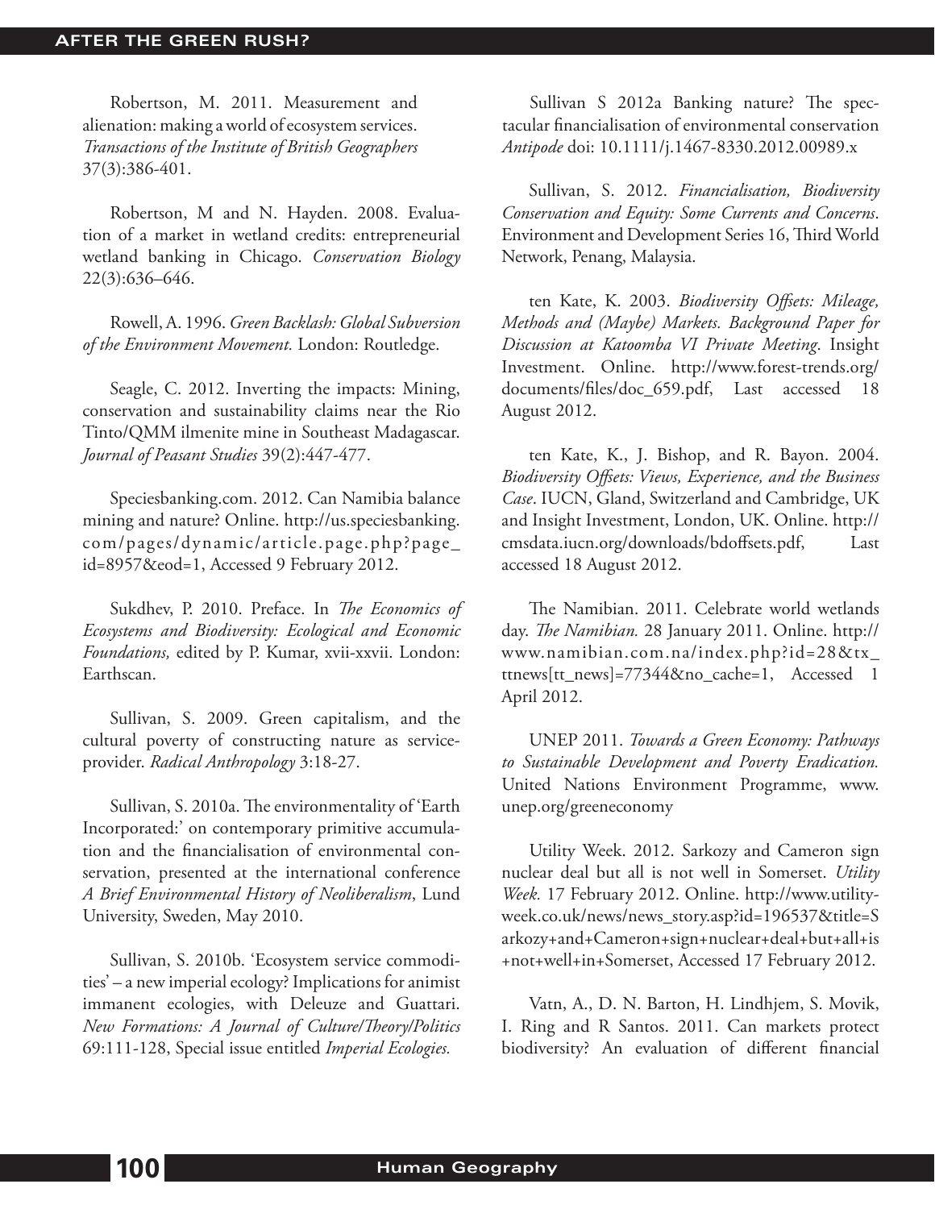Robertson, M. 2011. Measurement and alienation: making a world of ecosystem services. *Transactions of the Institute of British Geographers* 37(3):386-401.

Robertson, M and N. Hayden. 2008. Evaluation of a market in wetland credits: entrepreneurial wetland banking in Chicago. *Conservation Biology* 22(3):636–646.

Rowell, A. 1996. *Green Backlash: Global Subversion of the Environment Movement.* London: Routledge.

Seagle, C. 2012. Inverting the impacts: Mining, conservation and sustainability claims near the Rio Tinto/QMM ilmenite mine in Southeast Madagascar. *Journal of Peasant Studies* 39(2):447-477.

Speciesbanking.com. 2012. Can Namibia balance mining and nature? Online. http://us.speciesbanking.com/pages/dynamic/article.page.php?page_id=8957&eod=1, Accessed 9 February 2012.

Sukdhev, P. 2010. Preface. In *The Economics of Ecosystems and Biodiversity: Ecological and Economic Foundations,* edited by P. Kumar, xvii-xxvii. London: Earthscan.

Sullivan, S. 2009. Green capitalism, and the cultural poverty of constructing nature as service-provider. *Radical Anthropology* 3:18-27.

Sullivan, S. 2010a. The environmentality of 'Earth Incorporated:' on contemporary primitive accumulation and the financialisation of environmental conservation, presented at the international conference *A Brief Environmental History of Neoliberalism*, Lund University, Sweden, May 2010.

Sullivan, S. 2010b. 'Ecosystem service commodities' – a new imperial ecology? Implications for animist immanent ecologies, with Deleuze and Guattari. *New Formations: A Journal of Culture/Theory/Politics* 69:111-128, Special issue entitled *Imperial Ecologies.*

Sullivan S 2012a Banking nature? The spectacular financialisation of environmental conservation *Antipode* doi: 10.1111/j.1467-8330.2012.00989.x

Sullivan, S. 2012. *Financialisation, Biodiversity Conservation and Equity: Some Currents and Concerns*. Environment and Development Series 16, Third World Network, Penang, Malaysia.

ten Kate, K. 2003. *Biodiversity Offsets: Mileage, Methods and (Maybe) Markets. Background Paper for Discussion at Katoomba VI Private Meeting*. Insight Investment. Online. http://www.forest-trends.org/documents/files/doc_659.pdf, Last accessed 18 August 2012.

ten Kate, K., J. Bishop, and R. Bayon. 2004. *Biodiversity Offsets: Views, Experience, and the Business Case*. IUCN, Gland, Switzerland and Cambridge, UK and Insight Investment, London, UK. Online. http://cmsdata.iucn.org/downloads/bdoffsets.pdf, Last accessed 18 August 2012.

The Namibian. 2011. Celebrate world wetlands day. *The Namibian.* 28 January 2011. Online. http://www.namibian.com.na/index.php?id=28&tx_ttnews[tt_news]=77344&no_cache=1, Accessed 1 April 2012.

UNEP 2011. *Towards a Green Economy: Pathways to Sustainable Development and Poverty Eradication.* United Nations Environment Programme, www.unep.org/greeneconomy

Utility Week. 2012. Sarkozy and Cameron sign nuclear deal but all is not well in Somerset. *Utility Week.* 17 February 2012. Online. http://www.utilityweek.co.uk/news/news_story.asp?id=196537&title=Sarkozy+and+Cameron+sign+nuclear+deal+but+all+is+not+well+in+Somerset, Accessed 17 February 2012.

Vatn, A., D. N. Barton, H. Lindhjem, S. Movik, I. Ring and R Santos. 2011. Can markets protect biodiversity? An evaluation of different financial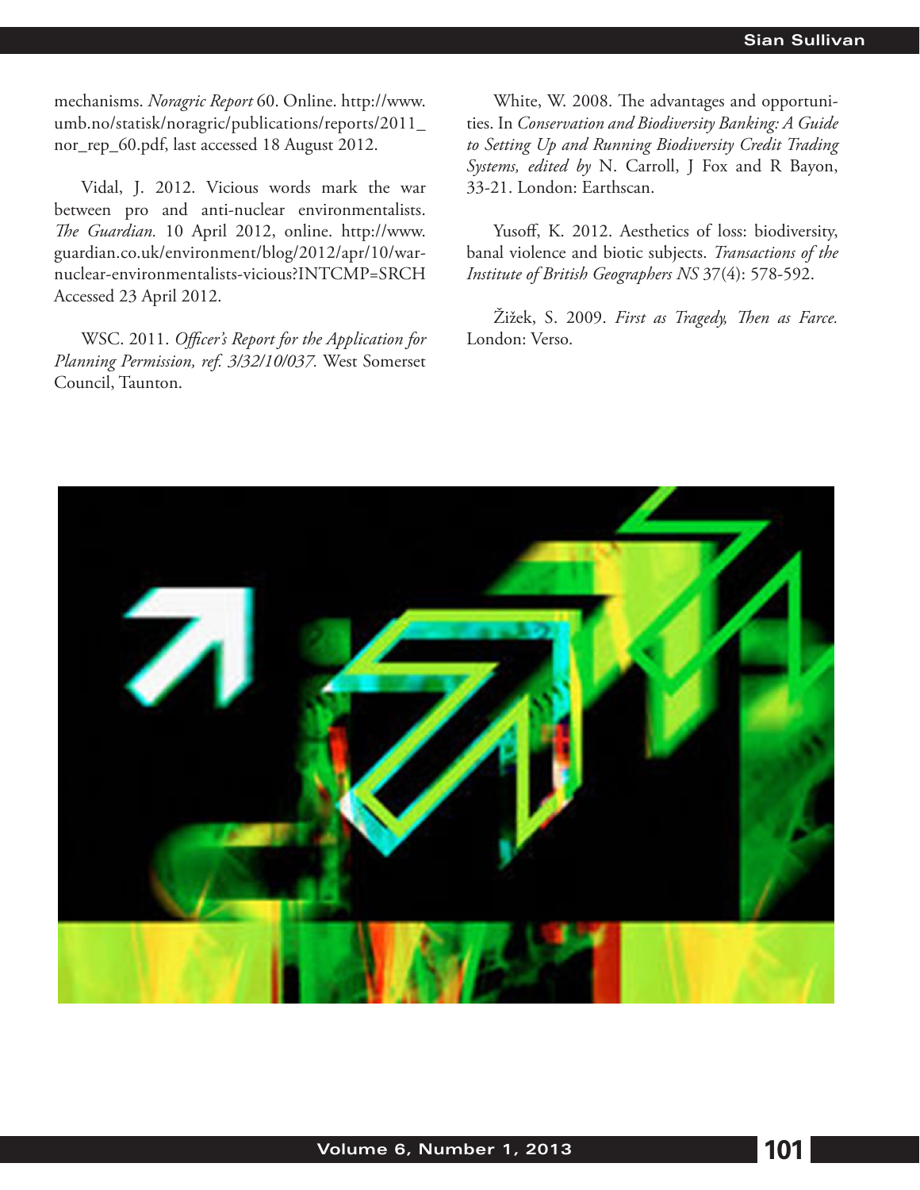mechanisms. *Noragric Report* 60. Online. http://www.umb.no/statisk/noragric/publications/reports/2011_nor_rep_60.pdf, last accessed 18 August 2012.

Vidal, J. 2012. Vicious words mark the war between pro and anti-nuclear environmentalists. *The Guardian.* 10 April 2012, online. http://www.guardian.co.uk/environment/blog/2012/apr/10/war-nuclear-environmentalists-vicious?INTCMP=SRCH Accessed 23 April 2012.

WSC. 2011. *Officer's Report for the Application for Planning Permission, ref. 3/32/10/037.* West Somerset Council, Taunton.

White, W. 2008. The advantages and opportunities. In *Conservation and Biodiversity Banking: A Guide to Setting Up and Running Biodiversity Credit Trading Systems, edited by* N. Carroll, J Fox and R Bayon, 33-21. London: Earthscan.

Yusoff, K. 2012. Aesthetics of loss: biodiversity, banal violence and biotic subjects. *Transactions of the Institute of British Geographers NS* 37(4): 578-592.

Žižek, S. 2009. *First as Tragedy, Then as Farce.* London: Verso.